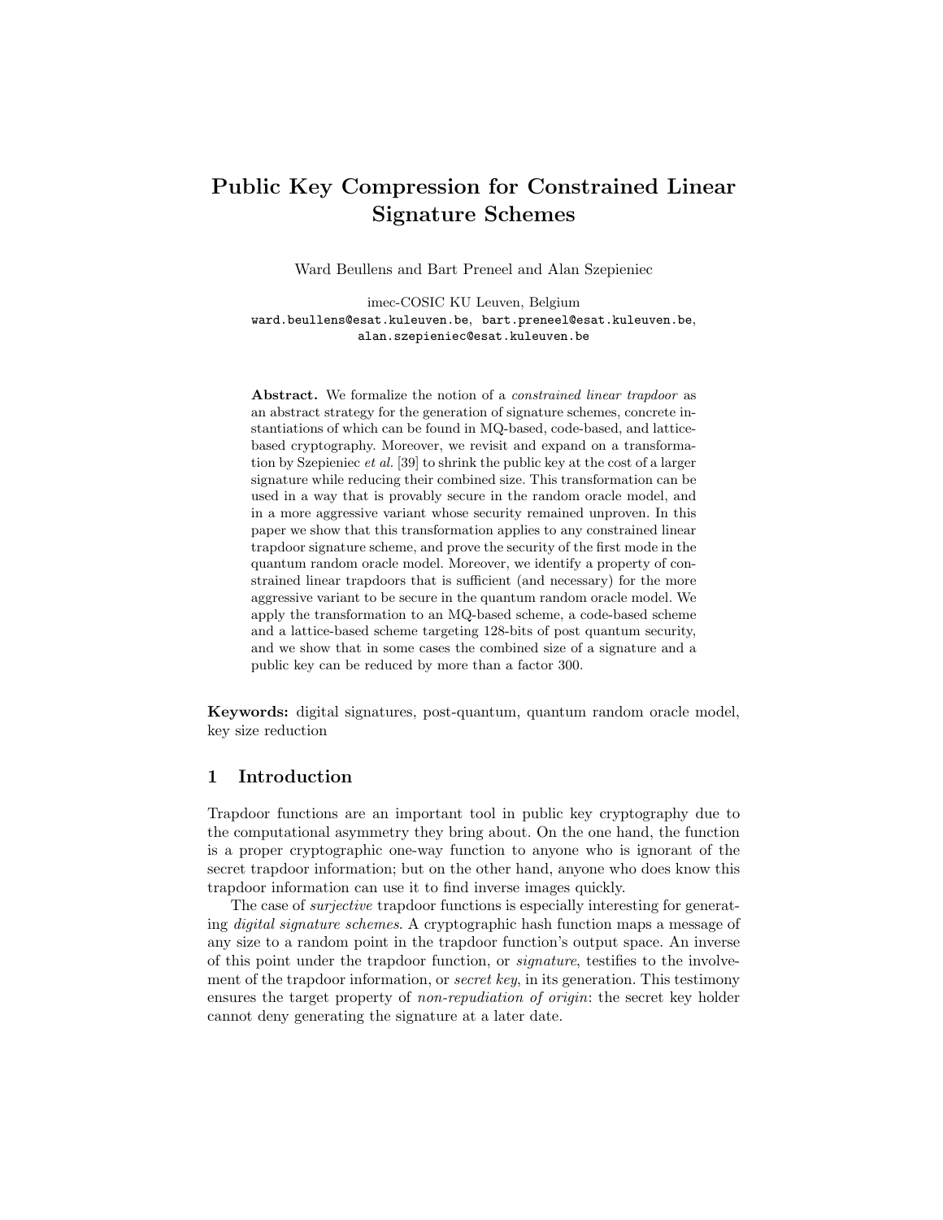# Public Key Compression for Constrained Linear Signature Schemes

Ward Beullens and Bart Preneel and Alan Szepieniec

imec-COSIC KU Leuven, Belgium
ward.beullens@esat.kuleuven.be, bart.preneel@esat.kuleuven.be, alan.szepieniec@esat.kuleuven.be

**Abstract.** We formalize the notion of a *constrained linear trapdoor* as an abstract strategy for the generation of signature schemes, concrete instantiations of which can be found in MQ-based, code-based, and lattice-based cryptography. Moreover, we revisit and expand on a transformation by Szepieniec *et al.* [39] to shrink the public key at the cost of a larger signature while reducing their combined size. This transformation can be used in a way that is provably secure in the random oracle model, and in a more aggressive variant whose security remained unproven. In this paper we show that this transformation applies to any constrained linear trapdoor signature scheme, and prove the security of the first mode in the quantum random oracle model. Moreover, we identify a property of constrained linear trapdoors that is sufficient (and necessary) for the more aggressive variant to be secure in the quantum random oracle model. We apply the transformation to an MQ-based scheme, a code-based scheme and a lattice-based scheme targeting 128-bits of post quantum security, and we show that in some cases the combined size of a signature and a public key can be reduced by more than a factor 300.

**Keywords:** digital signatures, post-quantum, quantum random oracle model, key size reduction

## 1 Introduction

Trapdoor functions are an important tool in public key cryptography due to the computational asymmetry they bring about. On the one hand, the function is a proper cryptographic one-way function to anyone who is ignorant of the secret trapdoor information; but on the other hand, anyone who does know this trapdoor information can use it to find inverse images quickly.

The case of *surjective* trapdoor functions is especially interesting for generating *digital signature schemes*. A cryptographic hash function maps a message of any size to a random point in the trapdoor function's output space. An inverse of this point under the trapdoor function, or *signature*, testifies to the involvement of the trapdoor information, or *secret key*, in its generation. This testimony ensures the target property of *non-repudiation of origin*: the secret key holder cannot deny generating the signature at a later date.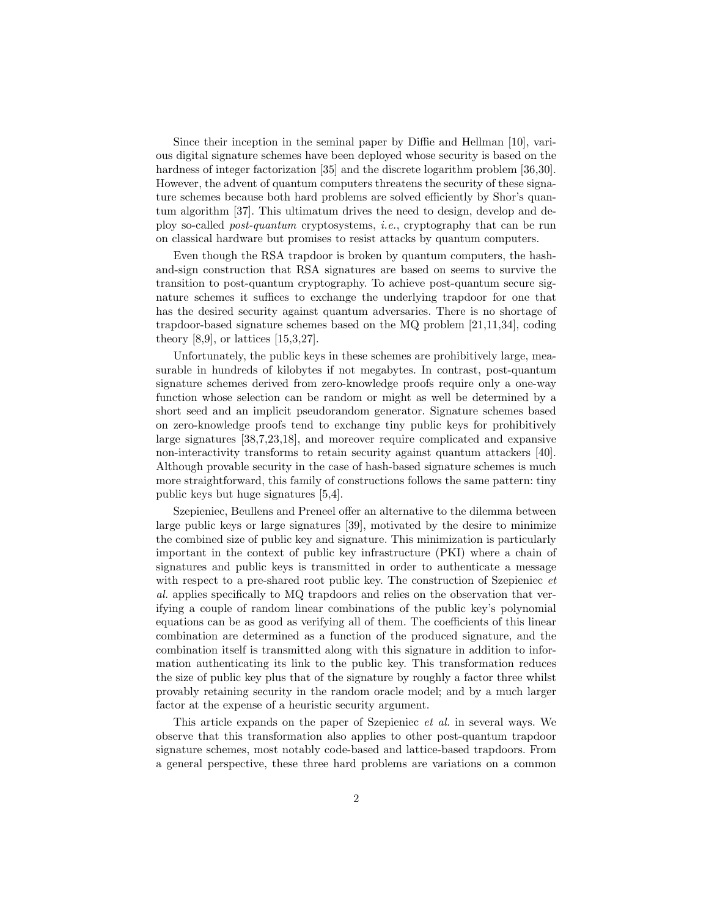Since their inception in the seminal paper by Diffie and Hellman [10], various digital signature schemes have been deployed whose security is based on the hardness of integer factorization [35] and the discrete logarithm problem [36,30]. However, the advent of quantum computers threatens the security of these signature schemes because both hard problems are solved efficiently by Shor's quantum algorithm [37]. This ultimatum drives the need to design, develop and deploy so-called *post-quantum* cryptosystems, *i.e.*, cryptography that can be run on classical hardware but promises to resist attacks by quantum computers.

Even though the RSA trapdoor is broken by quantum computers, the hash-and-sign construction that RSA signatures are based on seems to survive the transition to post-quantum cryptography. To achieve post-quantum secure signature schemes it suffices to exchange the underlying trapdoor for one that has the desired security against quantum adversaries. There is no shortage of trapdoor-based signature schemes based on the MQ problem [21,11,34], coding theory [8,9], or lattices [15,3,27].

Unfortunately, the public keys in these schemes are prohibitively large, measurable in hundreds of kilobytes if not megabytes. In contrast, post-quantum signature schemes derived from zero-knowledge proofs require only a one-way function whose selection can be random or might as well be determined by a short seed and an implicit pseudorandom generator. Signature schemes based on zero-knowledge proofs tend to exchange tiny public keys for prohibitively large signatures [38,7,23,18], and moreover require complicated and expansive non-interactivity transforms to retain security against quantum attackers [40]. Although provable security in the case of hash-based signature schemes is much more straightforward, this family of constructions follows the same pattern: tiny public keys but huge signatures [5,4].

Szepieniec, Beullens and Preneel offer an alternative to the dilemma between large public keys or large signatures [39], motivated by the desire to minimize the combined size of public key and signature. This minimization is particularly important in the context of public key infrastructure (PKI) where a chain of signatures and public keys is transmitted in order to authenticate a message with respect to a pre-shared root public key. The construction of Szepieniec *et al.* applies specifically to MQ trapdoors and relies on the observation that verifying a couple of random linear combinations of the public key's polynomial equations can be as good as verifying all of them. The coefficients of this linear combination are determined as a function of the produced signature, and the combination itself is transmitted along with this signature in addition to information authenticating its link to the public key. This transformation reduces the size of public key plus that of the signature by roughly a factor three whilst provably retaining security in the random oracle model; and by a much larger factor at the expense of a heuristic security argument.

This article expands on the paper of Szepieniec *et al.* in several ways. We observe that this transformation also applies to other post-quantum trapdoor signature schemes, most notably code-based and lattice-based trapdoors. From a general perspective, these three hard problems are variations on a common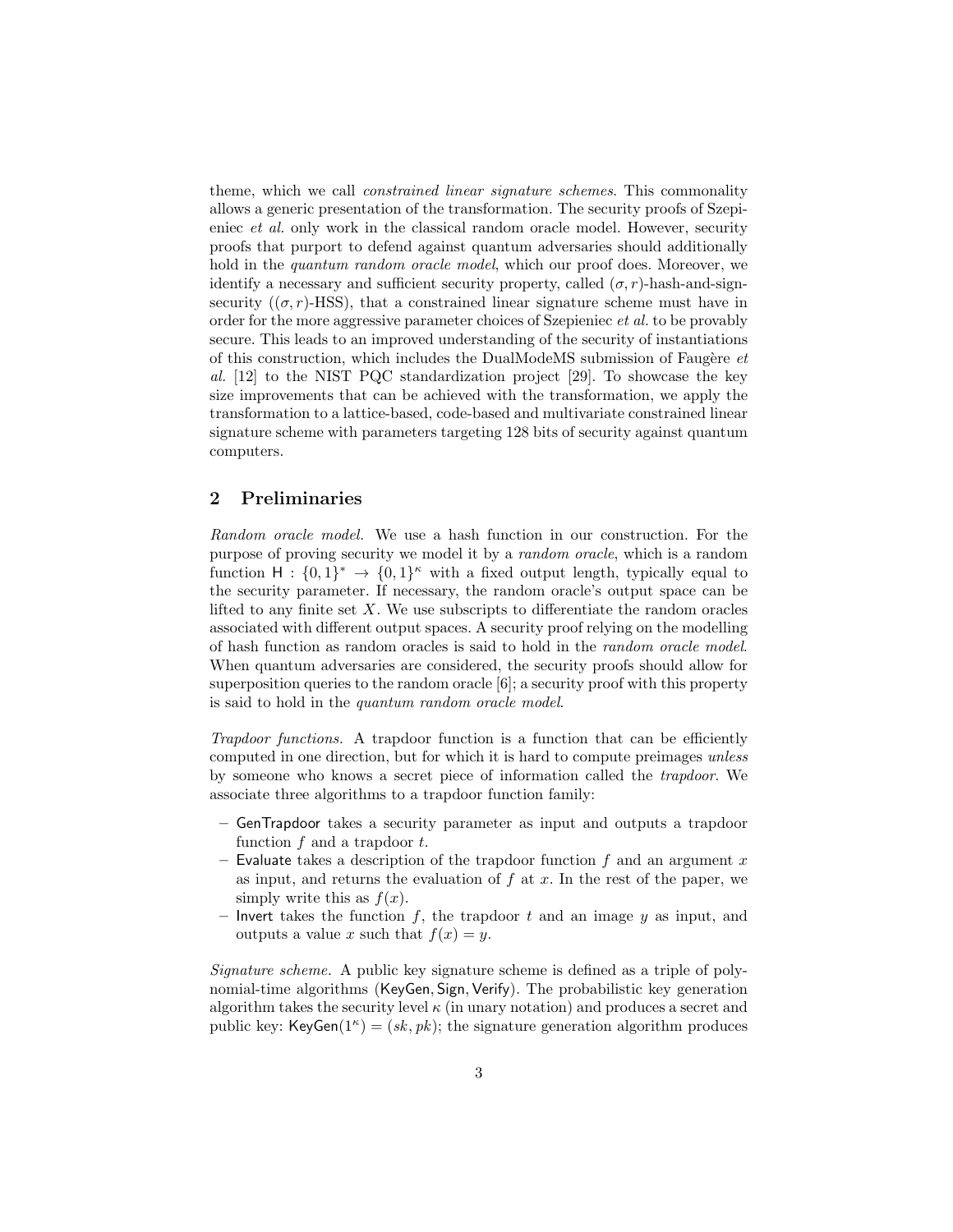theme, which we call *constrained linear signature schemes*. This commonality allows a generic presentation of the transformation. The security proofs of Szepieniec *et al.* only work in the classical random oracle model. However, security proofs that purport to defend against quantum adversaries should additionally hold in the *quantum random oracle model*, which our proof does. Moreover, we identify a necessary and sufficient security property, called $(\sigma, r)$-hash-and-sign-security ($(\sigma, r)$-HSS), that a constrained linear signature scheme must have in order for the more aggressive parameter choices of Szepieniec *et al.* to be provably secure. This leads to an improved understanding of the security of instantiations of this construction, which includes the DualModeMS submission of Faugère *et al.* [12] to the NIST PQC standardization project [29]. To showcase the key size improvements that can be achieved with the transformation, we apply the transformation to a lattice-based, code-based and multivariate constrained linear signature scheme with parameters targeting 128 bits of security against quantum computers.

## 2 Preliminaries

*Random oracle model.* We use a hash function in our construction. For the purpose of proving security we model it by a *random oracle*, which is a random function $\mathsf{H} : \{0,1\}^* \rightarrow \{0,1\}^\kappa$ with a fixed output length, typically equal to the security parameter. If necessary, the random oracle's output space can be lifted to any finite set $X$. We use subscripts to differentiate the random oracles associated with different output spaces. A security proof relying on the modelling of hash function as random oracles is said to hold in the *random oracle model*. When quantum adversaries are considered, the security proofs should allow for superposition queries to the random oracle [6]; a security proof with this property is said to hold in the *quantum random oracle model*.

*Trapdoor functions.* A trapdoor function is a function that can be efficiently computed in one direction, but for which it is hard to compute preimages *unless* by someone who knows a secret piece of information called the *trapdoor*. We associate three algorithms to a trapdoor function family:

- GenTrapdoor takes a security parameter as input and outputs a trapdoor function $f$ and a trapdoor $t$.
- Evaluate takes a description of the trapdoor function $f$ and an argument $x$ as input, and returns the evaluation of $f$ at $x$. In the rest of the paper, we simply write this as $f(x)$.
- Invert takes the function $f$, the trapdoor $t$ and an image $y$ as input, and outputs a value $x$ such that $f(x) = y$.

*Signature scheme.* A public key signature scheme is defined as a triple of polynomial-time algorithms (KeyGen, Sign, Verify). The probabilistic key generation algorithm takes the security level $\kappa$ (in unary notation) and produces a secret and public key: $\mathsf{KeyGen}(1^\kappa) = (sk, pk)$; the signature generation algorithm produces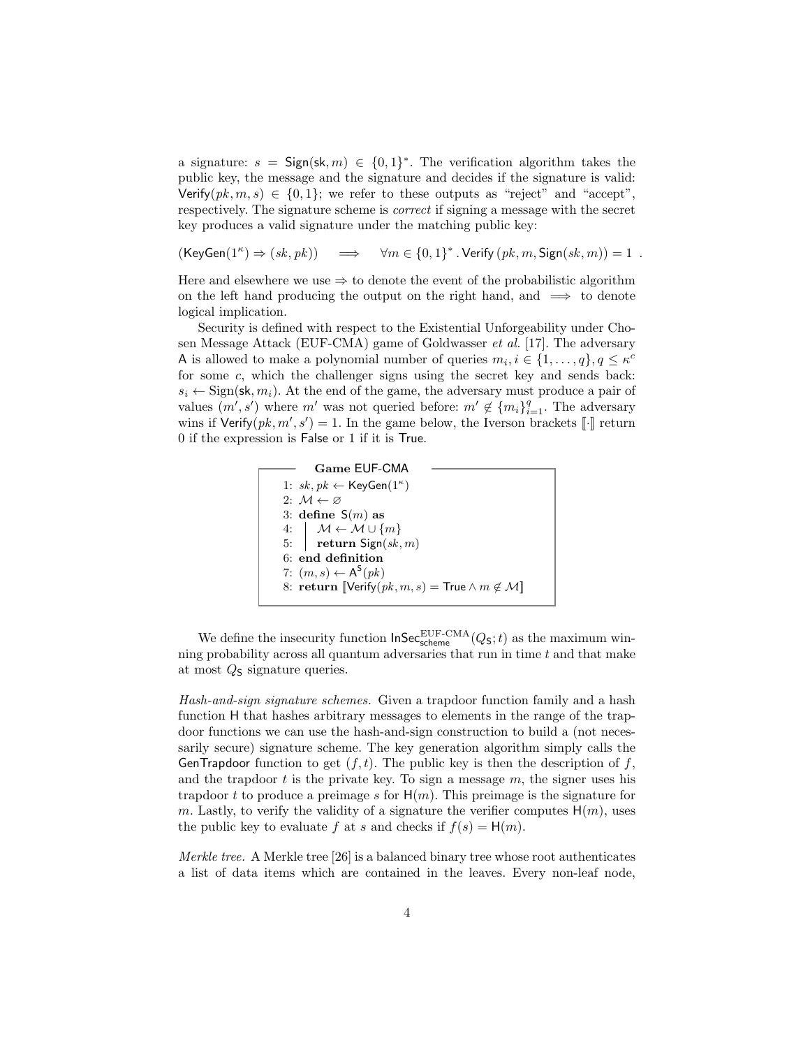a signature: $s = \mathsf{Sign}(\mathsf{sk}, m) \in \{0,1\}^*$. The verification algorithm takes the public key, the message and the signature and decides if the signature is valid: $\mathsf{Verify}(pk, m, s) \in \{0,1\}$; we refer to these outputs as "reject" and "accept", respectively. The signature scheme is *correct* if signing a message with the secret key produces a valid signature under the matching public key:

$$(\mathsf{KeyGen}(1^\kappa) \Rightarrow (sk, pk)) \quad \Longrightarrow \quad \forall m \in \{0,1\}^* \,.\, \mathsf{Verify}\left(pk, m, \mathsf{Sign}(sk, m)\right) = 1 \;.$$

Here and elsewhere we use $\Rightarrow$ to denote the event of the probabilistic algorithm on the left hand producing the output on the right hand, and $\Longrightarrow$ to denote logical implication.

Security is defined with respect to the Existential Unforgeability under Chosen Message Attack (EUF-CMA) game of Goldwasser *et al.* [17]. The adversary $\mathsf{A}$ is allowed to make a polynomial number of queries $m_i, i \in \{1, \ldots, q\}, q \leq \kappa^c$ for some $c$, which the challenger signs using the secret key and sends back: $s_i \leftarrow \mathrm{Sign}(\mathsf{sk}, m_i)$. At the end of the game, the adversary must produce a pair of values $(m', s')$ where $m'$ was not queried before: $m' \notin \{m_i\}_{i=1}^q$. The adversary wins if $\mathsf{Verify}(pk, m', s') = 1$. In the game below, the Iverson brackets $[\![\cdot]\!]$ return 0 if the expression is $\mathsf{False}$ or 1 if it is $\mathsf{True}$.

**Game EUF-CMA**

```
1: sk, pk ← KeyGen(1^κ)
2: M ← ∅
3: define S(m) as
4: |  M ← M ∪ {m}
5: |  return Sign(sk, m)
6: end definition
7: (m, s) ← A^S(pk)
8: return ⟦Verify(pk, m, s) = True ∧ m ∉ M⟧
```

We define the insecurity function $\mathsf{InSec}^{\text{EUF-CMA}}_{\mathsf{scheme}}(Q_\mathsf{S}; t)$ as the maximum winning probability across all quantum adversaries that run in time $t$ and that make at most $Q_\mathsf{S}$ signature queries.

*Hash-and-sign signature schemes.* Given a trapdoor function family and a hash function $\mathsf{H}$ that hashes arbitrary messages to elements in the range of the trapdoor functions we can use the hash-and-sign construction to build a (not necessarily secure) signature scheme. The key generation algorithm simply calls the $\mathsf{GenTrapdoor}$ function to get $(f, t)$. The public key is then the description of $f$, and the trapdoor $t$ is the private key. To sign a message $m$, the signer uses his trapdoor $t$ to produce a preimage $s$ for $\mathsf{H}(m)$. This preimage is the signature for $m$. Lastly, to verify the validity of a signature the verifier computes $\mathsf{H}(m)$, uses the public key to evaluate $f$ at $s$ and checks if $f(s) = \mathsf{H}(m)$.

*Merkle tree.* A Merkle tree [26] is a balanced binary tree whose root authenticates a list of data items which are contained in the leaves. Every non-leaf node,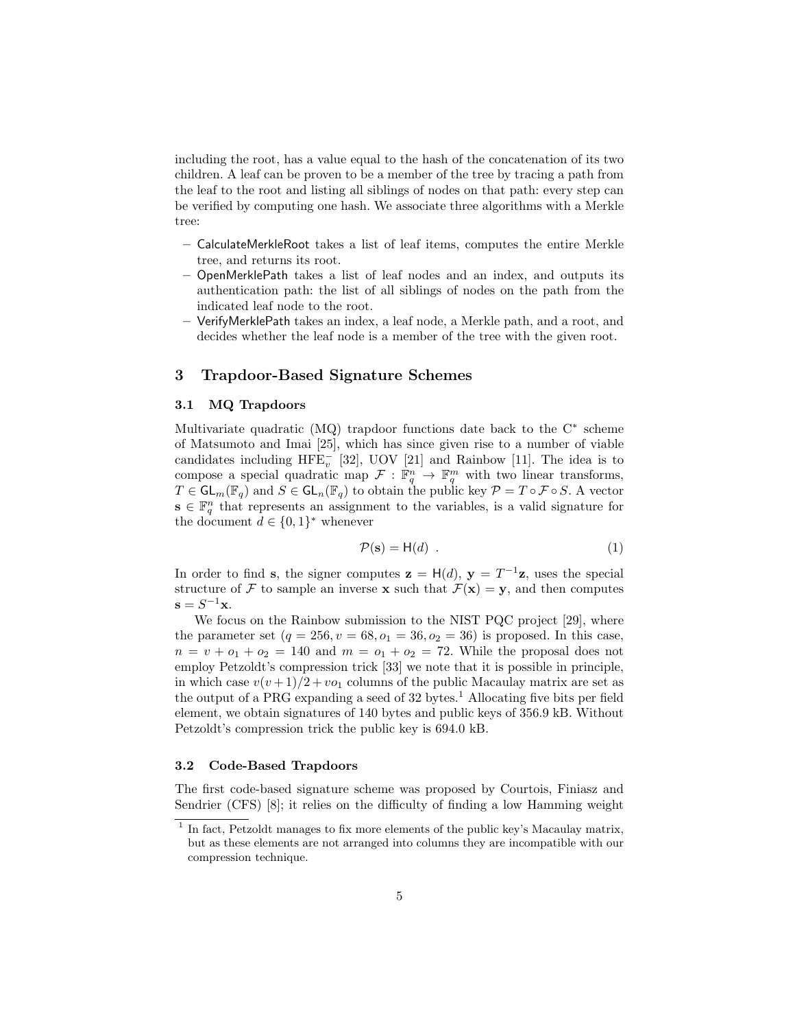including the root, has a value equal to the hash of the concatenation of its two children. A leaf can be proven to be a member of the tree by tracing a path from the leaf to the root and listing all siblings of nodes on that path: every step can be verified by computing one hash. We associate three algorithms with a Merkle tree:

- CalculateMerkleRoot takes a list of leaf items, computes the entire Merkle tree, and returns its root.
- OpenMerklePath takes a list of leaf nodes and an index, and outputs its authentication path: the list of all siblings of nodes on the path from the indicated leaf node to the root.
- VerifyMerklePath takes an index, a leaf node, a Merkle path, and a root, and decides whether the leaf node is a member of the tree with the given root.

## 3 Trapdoor-Based Signature Schemes

### 3.1 MQ Trapdoors

Multivariate quadratic (MQ) trapdoor functions date back to the $C^*$ scheme of Matsumoto and Imai [25], which has since given rise to a number of viable candidates including $\text{HFE}_v^-$ [32], UOV [21] and Rainbow [11]. The idea is to compose a special quadratic map $\mathcal{F} : \mathbb{F}_q^n \rightarrow \mathbb{F}_q^m$ with two linear transforms, $T \in \mathsf{GL}_m(\mathbb{F}_q)$ and $S \in \mathsf{GL}_n(\mathbb{F}_q)$ to obtain the public key $\mathcal{P} = T \circ \mathcal{F} \circ S$. A vector $\mathbf{s} \in \mathbb{F}_q^n$ that represents an assignment to the variables, is a valid signature for the document $d \in \{0,1\}^*$ whenever

$$\mathcal{P}(\mathbf{s}) = \mathsf{H}(d) \ . \tag{1}$$

In order to find $\mathbf{s}$, the signer computes $\mathbf{z} = \mathsf{H}(d)$, $\mathbf{y} = T^{-1}\mathbf{z}$, uses the special structure of $\mathcal{F}$ to sample an inverse $\mathbf{x}$ such that $\mathcal{F}(\mathbf{x}) = \mathbf{y}$, and then computes $\mathbf{s} = S^{-1}\mathbf{x}$.

We focus on the Rainbow submission to the NIST PQC project [29], where the parameter set $(q = 256, v = 68, o_1 = 36, o_2 = 36)$ is proposed. In this case, $n = v + o_1 + o_2 = 140$ and $m = o_1 + o_2 = 72$. While the proposal does not employ Petzoldt's compression trick [33] we note that it is possible in principle, in which case $v(v+1)/2 + vo_1$ columns of the public Macaulay matrix are set as the output of a PRG expanding a seed of 32 bytes.[1] Allocating five bits per field element, we obtain signatures of 140 bytes and public keys of 356.9 kB. Without Petzoldt's compression trick the public key is 694.0 kB.

### 3.2 Code-Based Trapdoors

The first code-based signature scheme was proposed by Courtois, Finiasz and Sendrier (CFS) [8]; it relies on the difficulty of finding a low Hamming weight

[1] In fact, Petzoldt manages to fix more elements of the public key's Macaulay matrix, but as these elements are not arranged into columns they are incompatible with our compression technique.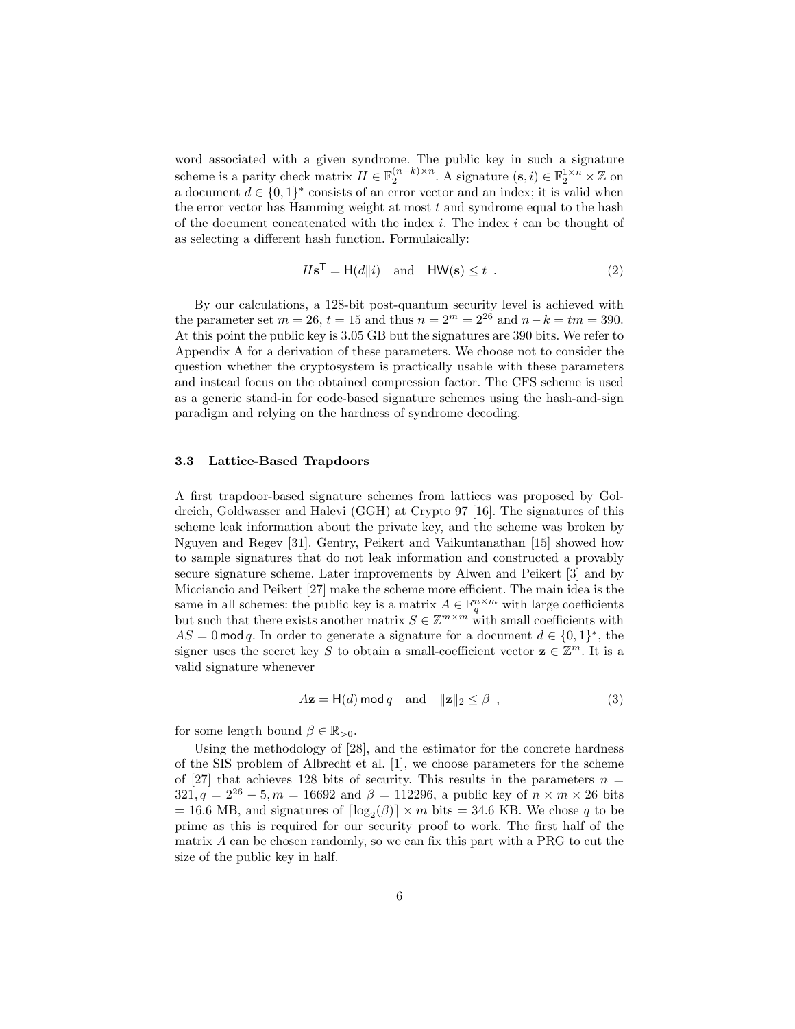word associated with a given syndrome. The public key in such a signature scheme is a parity check matrix $H \in \mathbb{F}_2^{(n-k)\times n}$. A signature $(\mathbf{s}, i) \in \mathbb{F}_2^{1\times n} \times \mathbb{Z}$ on a document $d \in \{0,1\}^*$ consists of an error vector and an index; it is valid when the error vector has Hamming weight at most $t$ and syndrome equal to the hash of the document concatenated with the index $i$. The index $i$ can be thought of as selecting a different hash function. Formulaically:

$$H\mathbf{s}^{\mathsf{T}} = \mathsf{H}(d\|i) \quad \text{and} \quad \mathsf{HW}(\mathbf{s}) \leq t \ . \tag{2}$$

By our calculations, a 128-bit post-quantum security level is achieved with the parameter set $m = 26$, $t = 15$ and thus $n = 2^m = 2^{26}$ and $n - k = tm = 390$. At this point the public key is 3.05 GB but the signatures are 390 bits. We refer to Appendix A for a derivation of these parameters. We choose not to consider the question whether the cryptosystem is practically usable with these parameters and instead focus on the obtained compression factor. The CFS scheme is used as a generic stand-in for code-based signature schemes using the hash-and-sign paradigm and relying on the hardness of syndrome decoding.

### 3.3 Lattice-Based Trapdoors

A first trapdoor-based signature schemes from lattices was proposed by Goldreich, Goldwasser and Halevi (GGH) at Crypto 97 [16]. The signatures of this scheme leak information about the private key, and the scheme was broken by Nguyen and Regev [31]. Gentry, Peikert and Vaikuntanathan [15] showed how to sample signatures that do not leak information and constructed a provably secure signature scheme. Later improvements by Alwen and Peikert [3] and by Micciancio and Peikert [27] make the scheme more efficient. The main idea is the same in all schemes: the public key is a matrix $A \in \mathbb{F}_q^{n\times m}$ with large coefficients but such that there exists another matrix $S \in \mathbb{Z}^{m\times m}$ with small coefficients with $AS = 0 \bmod q$. In order to generate a signature for a document $d \in \{0,1\}^*$, the signer uses the secret key $S$ to obtain a small-coefficient vector $\mathbf{z} \in \mathbb{Z}^m$. It is a valid signature whenever

$$A\mathbf{z} = \mathsf{H}(d) \bmod q \quad \text{and} \quad \|\mathbf{z}\|_2 \leq \beta \ , \tag{3}$$

for some length bound $\beta \in \mathbb{R}_{>0}$.

Using the methodology of [28], and the estimator for the concrete hardness of the SIS problem of Albrecht et al. [1], we choose parameters for the scheme of [27] that achieves 128 bits of security. This results in the parameters $n = 321, q = 2^{26} - 5, m = 16692$ and $\beta = 112296$, a public key of $n \times m \times 26$ bits $= 16.6$ MB, and signatures of $\lceil \log_2(\beta) \rceil \times m$ bits $= 34.6$ KB. We chose $q$ to be prime as this is required for our security proof to work. The first half of the matrix $A$ can be chosen randomly, so we can fix this part with a PRG to cut the size of the public key in half.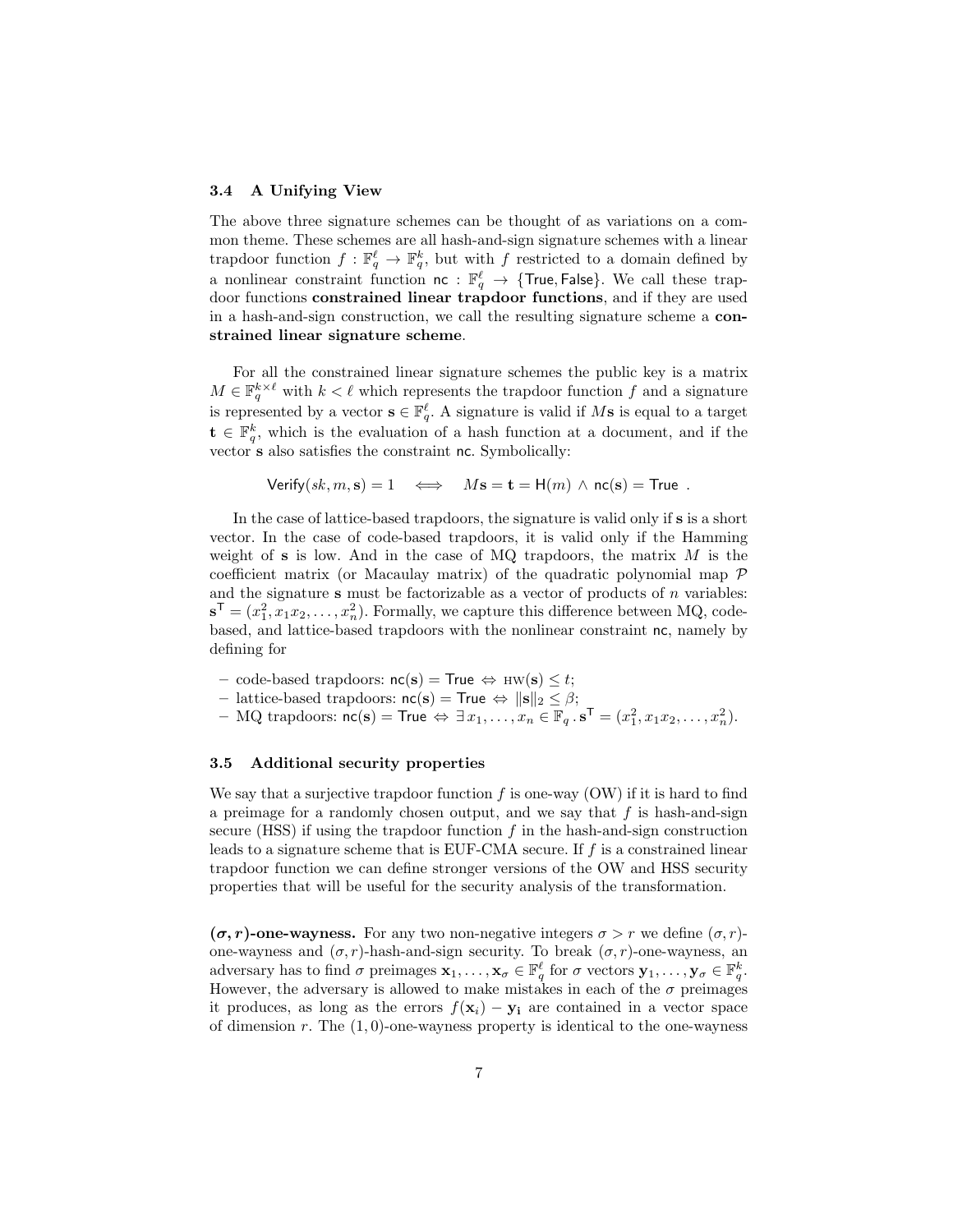### 3.4 A Unifying View

The above three signature schemes can be thought of as variations on a common theme. These schemes are all hash-and-sign signature schemes with a linear trapdoor function $f : \mathbb{F}_q^\ell \to \mathbb{F}_q^k$, but with $f$ restricted to a domain defined by a nonlinear constraint function $\mathsf{nc} : \mathbb{F}_q^\ell \to \{\mathsf{True}, \mathsf{False}\}$. We call these trapdoor functions **constrained linear trapdoor functions**, and if they are used in a hash-and-sign construction, we call the resulting signature scheme a **constrained linear signature scheme**.

For all the constrained linear signature schemes the public key is a matrix $M \in \mathbb{F}_q^{k \times \ell}$ with $k < \ell$ which represents the trapdoor function $f$ and a signature is represented by a vector $\mathbf{s} \in \mathbb{F}_q^\ell$. A signature is valid if $M\mathbf{s}$ is equal to a target $\mathbf{t} \in \mathbb{F}_q^k$, which is the evaluation of a hash function at a document, and if the vector $\mathbf{s}$ also satisfies the constraint $\mathsf{nc}$. Symbolically:

$$\mathsf{Verify}(sk, m, \mathbf{s}) = 1 \iff M\mathbf{s} = \mathbf{t} = \mathsf{H}(m) \wedge \mathsf{nc}(\mathbf{s}) = \mathsf{True} .$$

In the case of lattice-based trapdoors, the signature is valid only if $\mathbf{s}$ is a short vector. In the case of code-based trapdoors, it is valid only if the Hamming weight of $\mathbf{s}$ is low. And in the case of MQ trapdoors, the matrix $M$ is the coefficient matrix (or Macaulay matrix) of the quadratic polynomial map $\mathcal{P}$ and the signature $\mathbf{s}$ must be factorizable as a vector of products of $n$ variables: $\mathbf{s}^\mathsf{T} = (x_1^2, x_1x_2, \ldots, x_n^2)$. Formally, we capture this difference between MQ, code-based, and lattice-based trapdoors with the nonlinear constraint $\mathsf{nc}$, namely by defining for

- code-based trapdoors: $\mathsf{nc}(\mathbf{s}) = \mathsf{True} \Leftrightarrow \textsc{hw}(\mathbf{s}) \leq t$;
- lattice-based trapdoors: $\mathsf{nc}(\mathbf{s}) = \mathsf{True} \Leftrightarrow \|\mathbf{s}\|_2 \leq \beta$;
- MQ trapdoors: $\mathsf{nc}(\mathbf{s}) = \mathsf{True} \Leftrightarrow \exists\, x_1, \ldots, x_n \in \mathbb{F}_q \,.\, \mathbf{s}^\mathsf{T} = (x_1^2, x_1x_2, \ldots, x_n^2)$.

### 3.5 Additional security properties

We say that a surjective trapdoor function $f$ is one-way (OW) if it is hard to find a preimage for a randomly chosen output, and we say that $f$ is hash-and-sign secure (HSS) if using the trapdoor function $f$ in the hash-and-sign construction leads to a signature scheme that is EUF-CMA secure. If $f$ is a constrained linear trapdoor function we can define stronger versions of the OW and HSS security properties that will be useful for the security analysis of the transformation.

**$(\sigma, r)$-one-wayness.** For any two non-negative integers $\sigma > r$ we define $(\sigma, r)$-one-wayness and $(\sigma, r)$-hash-and-sign security. To break $(\sigma, r)$-one-wayness, an adversary has to find $\sigma$ preimages $\mathbf{x}_1, \ldots, \mathbf{x}_\sigma \in \mathbb{F}_q^\ell$ for $\sigma$ vectors $\mathbf{y}_1, \ldots, \mathbf{y}_\sigma \in \mathbb{F}_q^k$. However, the adversary is allowed to make mistakes in each of the $\sigma$ preimages it produces, as long as the errors $f(\mathbf{x}_i) - \mathbf{y}_i$ are contained in a vector space of dimension $r$. The $(1, 0)$-one-wayness property is identical to the one-wayness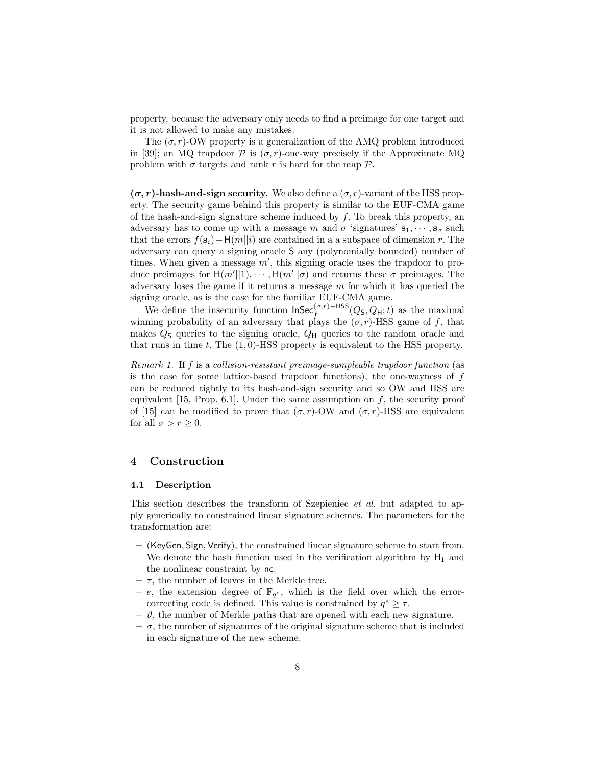property, because the adversary only needs to find a preimage for one target and it is not allowed to make any mistakes.

The $(\sigma, r)$-OW property is a generalization of the AMQ problem introduced in [39]; an MQ trapdoor $\mathcal{P}$ is $(\sigma, r)$-one-way precisely if the Approximate MQ problem with $\sigma$ targets and rank $r$ is hard for the map $\mathcal{P}$.

**$(\sigma, r)$-hash-and-sign security.** We also define a $(\sigma, r)$-variant of the HSS property. The security game behind this property is similar to the EUF-CMA game of the hash-and-sign signature scheme induced by $f$. To break this property, an adversary has to come up with a message $m$ and $\sigma$ 'signatures' $\mathbf{s}_1, \cdots, \mathbf{s}_\sigma$ such that the errors $f(\mathbf{s}_i) - \mathsf{H}(m||i)$ are contained in a a subspace of dimension $r$. The adversary can query a signing oracle $\mathsf{S}$ any (polynomially bounded) number of times. When given a message $m'$, this signing oracle uses the trapdoor to produce preimages for $\mathsf{H}(m'||1), \cdots, \mathsf{H}(m'||\sigma)$ and returns these $\sigma$ preimages. The adversary loses the game if it returns a message $m$ for which it has queried the signing oracle, as is the case for the familiar EUF-CMA game.

We define the insecurity function $\mathsf{InSec}_f^{(\sigma,r)-\mathsf{HSS}}(Q_\mathsf{S}, Q_\mathsf{H}; t)$ as the maximal winning probability of an adversary that plays the $(\sigma, r)$-HSS game of $f$, that makes $Q_\mathsf{S}$ queries to the signing oracle, $Q_\mathsf{H}$ queries to the random oracle and that runs in time $t$. The $(1, 0)$-HSS property is equivalent to the HSS property.

*Remark 1.* If $f$ is a *collision-resistant preimage-sampleable trapdoor function* (as is the case for some lattice-based trapdoor functions), the one-wayness of $f$ can be reduced tightly to its hash-and-sign security and so OW and HSS are equivalent [15, Prop. 6.1]. Under the same assumption on $f$, the security proof of [15] can be modified to prove that $(\sigma, r)$-OW and $(\sigma, r)$-HSS are equivalent for all $\sigma > r \geq 0$.

## 4 Construction

### 4.1 Description

This section describes the transform of Szepieniec *et al.* but adapted to apply generically to constrained linear signature schemes. The parameters for the transformation are:

- $(\mathsf{KeyGen}, \mathsf{Sign}, \mathsf{Verify})$, the constrained linear signature scheme to start from. We denote the hash function used in the verification algorithm by $\mathsf{H}_1$ and the nonlinear constraint by $\mathsf{nc}$.
- $\tau$, the number of leaves in the Merkle tree.
- $e$, the extension degree of $\mathbb{F}_{q^e}$, which is the field over which the error-correcting code is defined. This value is constrained by $q^e \geq \tau$.
- $\vartheta$, the number of Merkle paths that are opened with each new signature.
- $\sigma$, the number of signatures of the original signature scheme that is included in each signature of the new scheme.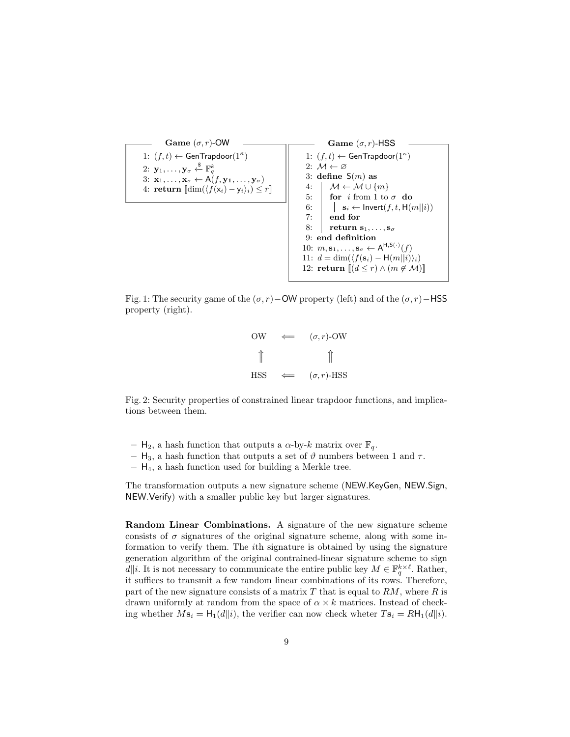**Game $(\sigma, r)$-OW**

```
1: (f, t) ← GenTrapdoor(1^κ)
2: y_1, ..., y_σ ←$ F_q^k
3: x_1, ..., x_σ ← A(f, y_1, ..., y_σ)
4: return [[dim(⟨f(x_i) − y_i⟩_i) ≤ r]]
```

**Game $(\sigma, r)$-HSS**

```
1: (f, t) ← GenTrapdoor(1^κ)
2: M ← ∅
3: define S(m) as
4:   M ← M ∪ {m}
5:   for i from 1 to σ do
6:     s_i ← Invert(f, t, H(m||i))
7:   end for
8:   return s_1, ..., s_σ
9: end definition
10: m, s_1, ..., s_σ ← A^{H,S(·)}(f)
11: d = dim(⟨f(s_i) − H(m||i)⟩_i)
12: return [[(d ≤ r) ∧ (m ∉ M)]]
```

Fig. 1: The security game of the $(\sigma, r)-$OW property (left) and of the $(\sigma, r)-$HSS property (right).

$$
\begin{array}{ccc}
\text{OW} & \Longleftarrow & (\sigma, r)\text{-OW} \\
\Uparrow & & \Uparrow \\
\text{HSS} & \Longleftarrow & (\sigma, r)\text{-HSS}
\end{array}
$$

Fig. 2: Security properties of constrained linear trapdoor functions, and implications between them.

- $\mathsf{H}_2$, a hash function that outputs a $\alpha$-by-$k$ matrix over $\mathbb{F}_q$.
- $\mathsf{H}_3$, a hash function that outputs a set of $\vartheta$ numbers between 1 and $\tau$.
- $\mathsf{H}_4$, a hash function used for building a Merkle tree.

The transformation outputs a new signature scheme (NEW.KeyGen, NEW.Sign, NEW.Verify) with a smaller public key but larger signatures.

**Random Linear Combinations.** A signature of the new signature scheme consists of $\sigma$ signatures of the original signature scheme, along with some information to verify them. The $i$th signature is obtained by using the signature generation algorithm of the original contrained-linear signature scheme to sign $d\|i$. It is not necessary to communicate the entire public key $M \in \mathbb{F}_q^{k \times \ell}$. Rather, it suffices to transmit a few random linear combinations of its rows. Therefore, part of the new signature consists of a matrix $T$ that is equal to $RM$, where $R$ is drawn uniformly at random from the space of $\alpha \times k$ matrices. Instead of checking whether $M\mathbf{s}_i = \mathsf{H}_1(d\|i)$, the verifier can now check wheter $T\mathbf{s}_i = R\mathsf{H}_1(d\|i)$.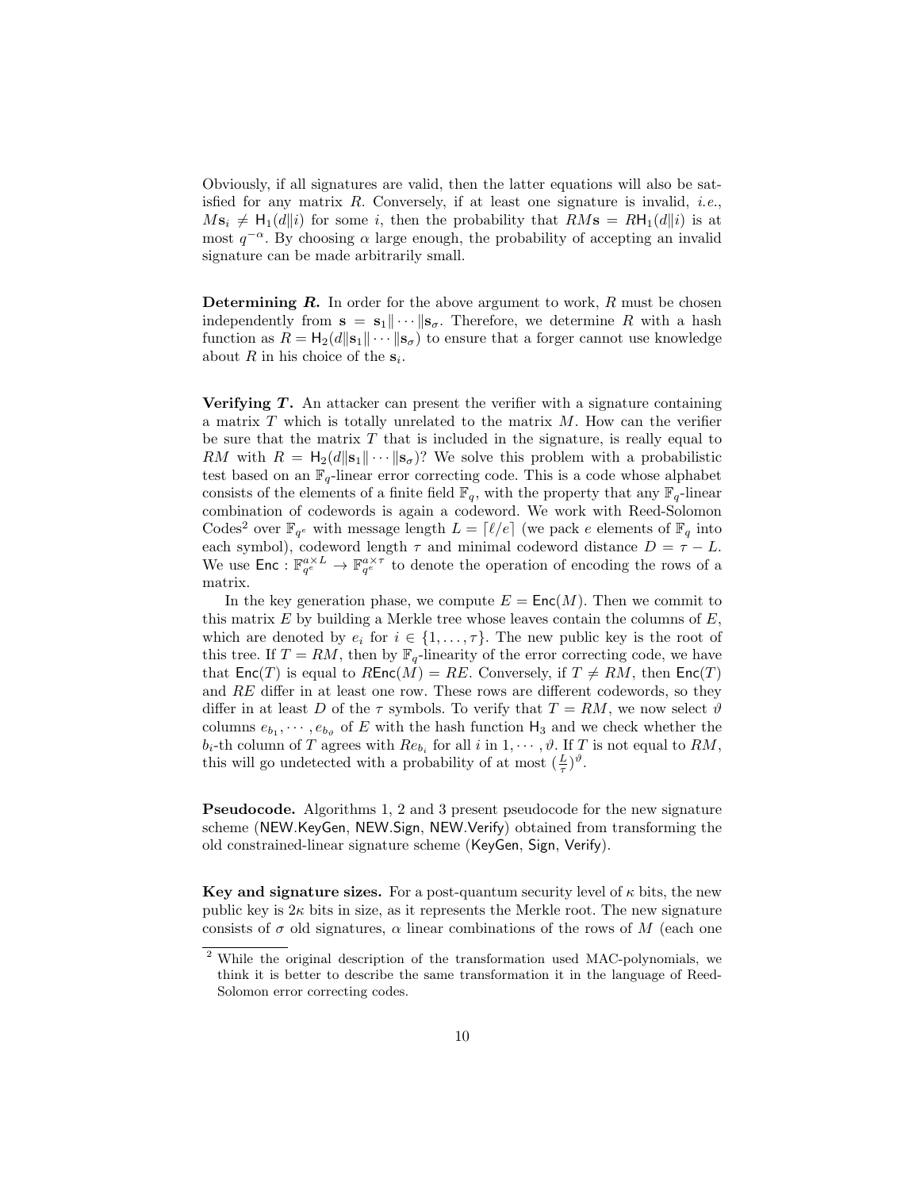Obviously, if all signatures are valid, then the latter equations will also be satisfied for any matrix $R$. Conversely, if at least one signature is invalid, *i.e.*, $M\mathbf{s}_i \neq \mathsf{H}_1(d\|i)$ for some $i$, then the probability that $RM\mathbf{s} = R\mathsf{H}_1(d\|i)$ is at most $q^{-\alpha}$. By choosing $\alpha$ large enough, the probability of accepting an invalid signature can be made arbitrarily small.

**Determining $R$.** In order for the above argument to work, $R$ must be chosen independently from $\mathbf{s} = \mathbf{s}_1\|\cdots\|\mathbf{s}_\sigma$. Therefore, we determine $R$ with a hash function as $R = \mathsf{H}_2(d\|\mathbf{s}_1\|\cdots\|\mathbf{s}_\sigma)$ to ensure that a forger cannot use knowledge about $R$ in his choice of the $\mathbf{s}_i$.

**Verifying $T$.** An attacker can present the verifier with a signature containing a matrix $T$ which is totally unrelated to the matrix $M$. How can the verifier be sure that the matrix $T$ that is included in the signature, is really equal to $RM$ with $R = \mathsf{H}_2(d\|\mathbf{s}_1\|\cdots\|\mathbf{s}_\sigma)$? We solve this problem with a probabilistic test based on an $\mathbb{F}_q$-linear error correcting code. This is a code whose alphabet consists of the elements of a finite field $\mathbb{F}_q$, with the property that any $\mathbb{F}_q$-linear combination of codewords is again a codeword. We work with Reed-Solomon Codes[2] over $\mathbb{F}_{q^e}$ with message length $L = \lceil \ell/e \rceil$ (we pack $e$ elements of $\mathbb{F}_q$ into each symbol), codeword length $\tau$ and minimal codeword distance $D = \tau - L$. We use $\mathsf{Enc} : \mathbb{F}_{q^e}^{a\times L} \rightarrow \mathbb{F}_{q^e}^{a\times \tau}$ to denote the operation of encoding the rows of a matrix.

In the key generation phase, we compute $E = \mathsf{Enc}(M)$. Then we commit to this matrix $E$ by building a Merkle tree whose leaves contain the columns of $E$, which are denoted by $e_i$ for $i \in \{1, \ldots, \tau\}$. The new public key is the root of this tree. If $T = RM$, then by $\mathbb{F}_q$-linearity of the error correcting code, we have that $\mathsf{Enc}(T)$ is equal to $R\mathsf{Enc}(M) = RE$. Conversely, if $T \neq RM$, then $\mathsf{Enc}(T)$ and $RE$ differ in at least one row. These rows are different codewords, so they differ in at least $D$ of the $\tau$ symbols. To verify that $T = RM$, we now select $\vartheta$ columns $e_{b_1}, \cdots, e_{b_\vartheta}$ of $E$ with the hash function $\mathsf{H}_3$ and we check whether the $b_i$-th column of $T$ agrees with $Re_{b_i}$ for all $i$ in $1, \cdots, \vartheta$. If $T$ is not equal to $RM$, this will go undetected with a probability of at most $(\frac{L}{\tau})^{\vartheta}$.

**Pseudocode.** Algorithms 1, 2 and 3 present pseudocode for the new signature scheme ($\mathsf{NEW.KeyGen}$, $\mathsf{NEW.Sign}$, $\mathsf{NEW.Verify}$) obtained from transforming the old constrained-linear signature scheme ($\mathsf{KeyGen}$, $\mathsf{Sign}$, $\mathsf{Verify}$).

**Key and signature sizes.** For a post-quantum security level of $\kappa$ bits, the new public key is $2\kappa$ bits in size, as it represents the Merkle root. The new signature consists of $\sigma$ old signatures, $\alpha$ linear combinations of the rows of $M$ (each one

[2] While the original description of the transformation used MAC-polynomials, we think it is better to describe the same transformation it in the language of Reed-Solomon error correcting codes.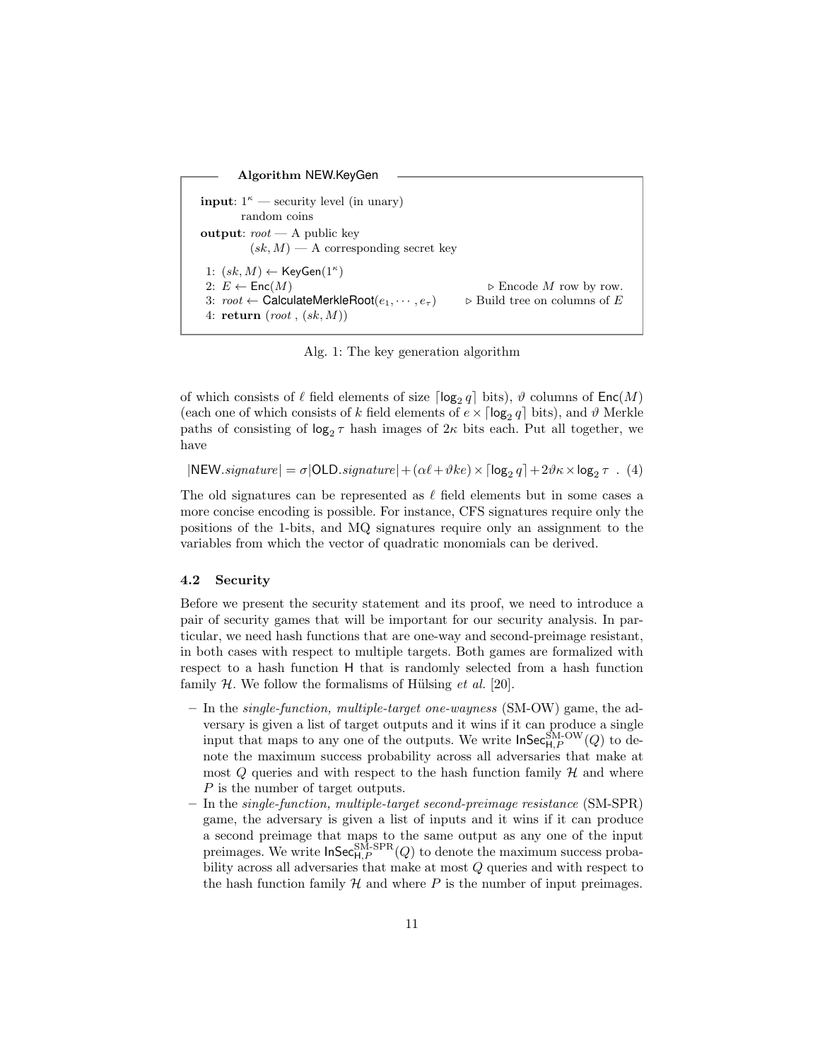**Algorithm NEW.KeyGen**

```
input: 1^κ — security level (in unary)
       random coins
output: root — A public key
        (sk, M) — A corresponding secret key

1: (sk, M) ← KeyGen(1^κ)
2: E ← Enc(M)                                   ▷ Encode M row by row.
3: root ← CalculateMerkleRoot(e_1, ··· , e_τ)   ▷ Build tree on columns of E
4: return (root , (sk, M))
```

Alg. 1: The key generation algorithm

of which consists of $\ell$ field elements of size $\lceil \log_2 q \rceil$ bits), $\vartheta$ columns of $\mathsf{Enc}(M)$ (each one of which consists of $k$ field elements of $e \times \lceil \log_2 q \rceil$ bits), and $\vartheta$ Merkle paths of consisting of $\log_2 \tau$ hash images of $2\kappa$ bits each. Put all together, we have

$$|\mathsf{NEW}.signature| = \sigma|\mathsf{OLD}.signature| + (\alpha\ell + \vartheta ke) \times \lceil \log_2 q \rceil + 2\vartheta\kappa \times \log_2 \tau \ . \quad (4)$$

The old signatures can be represented as $\ell$ field elements but in some cases a more concise encoding is possible. For instance, CFS signatures require only the positions of the 1-bits, and MQ signatures require only an assignment to the variables from which the vector of quadratic monomials can be derived.

### 4.2 Security

Before we present the security statement and its proof, we need to introduce a pair of security games that will be important for our security analysis. In particular, we need hash functions that are one-way and second-preimage resistant, in both cases with respect to multiple targets. Both games are formalized with respect to a hash function H that is randomly selected from a hash function family $\mathcal{H}$. We follow the formalisms of Hülsing *et al.* [20].

- In the *single-function, multiple-target one-wayness* (SM-OW) game, the adversary is given a list of target outputs and it wins if it can produce a single input that maps to any one of the outputs. We write $\mathsf{InSec}^{\text{SM-OW}}_{\mathsf{H},P}(Q)$ to denote the maximum success probability across all adversaries that make at most $Q$ queries and with respect to the hash function family $\mathcal{H}$ and where $P$ is the number of target outputs.
- In the *single-function, multiple-target second-preimage resistance* (SM-SPR) game, the adversary is given a list of inputs and it wins if it can produce a second preimage that maps to the same output as any one of the input preimages. We write $\mathsf{InSec}^{\text{SM-SPR}}_{\mathsf{H},P}(Q)$ to denote the maximum success probability across all adversaries that make at most $Q$ queries and with respect to the hash function family $\mathcal{H}$ and where $P$ is the number of input preimages.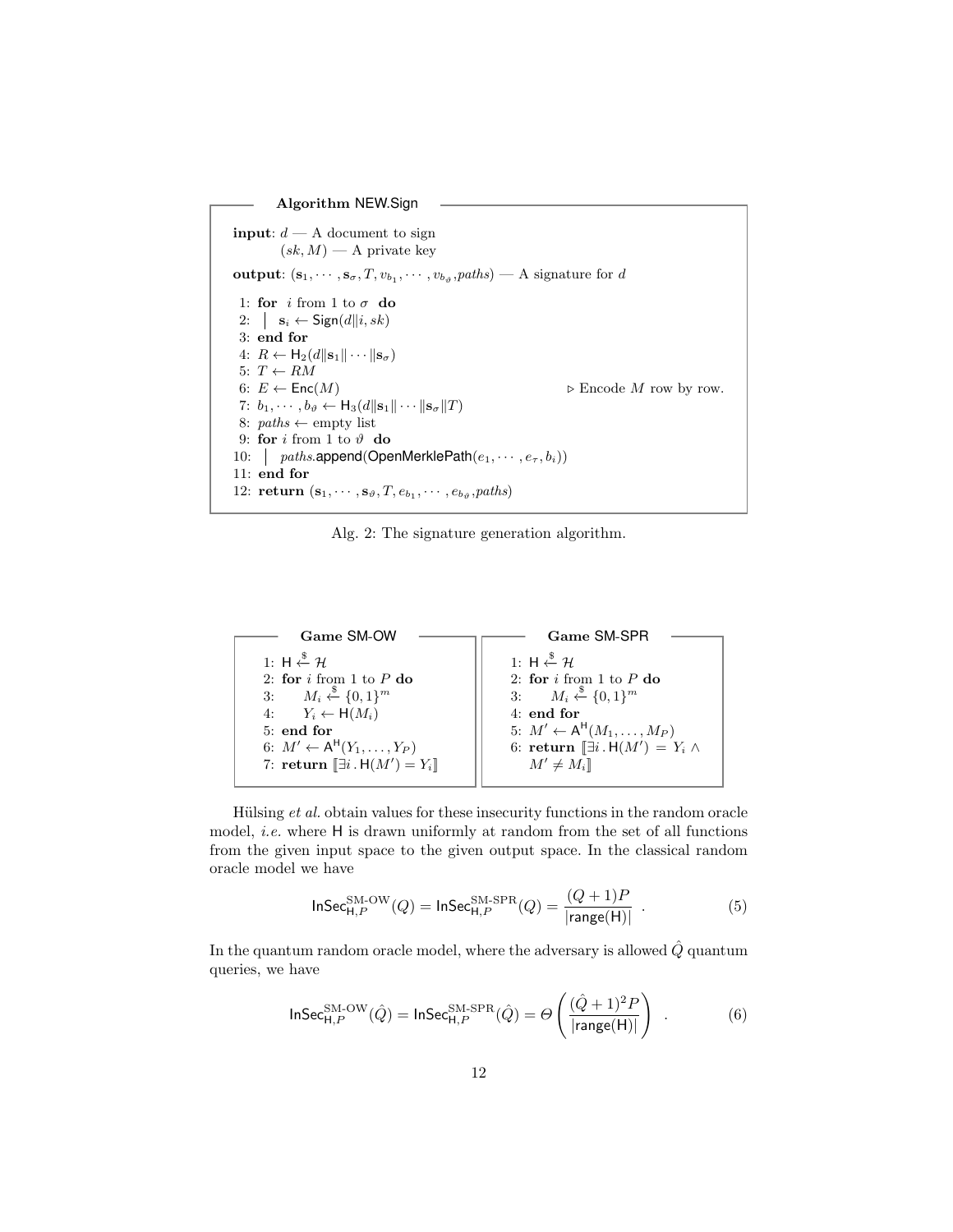**Algorithm NEW.Sign**

**input**: $d$ — A document to sign
$(sk, M)$ — A private key

**output**: $(\mathbf{s}_1, \cdots, \mathbf{s}_\sigma, T, v_{b_1}, \cdots, v_{b_\vartheta}, paths)$ — A signature for $d$

```
1: for i from 1 to σ do
2:    s_i ← Sign(d‖i, sk)
3: end for
4: R ← H_2(d‖s_1‖ ··· ‖s_σ)
5: T ← RM
6: E ← Enc(M)                                   ▷ Encode M row by row.
7: b_1, ··· , b_ϑ ← H_3(d‖s_1‖ ··· ‖s_σ‖T)
8: paths ← empty list
9: for i from 1 to ϑ do
10:   paths.append(OpenMerklePath(e_1, ··· , e_τ, b_i))
11: end for
12: return (s_1, ··· , s_ϑ, T, e_{b_1}, ··· , e_{b_ϑ}, paths)
```

Alg. 2: The signature generation algorithm.

**Game SM-OW**

```
1: H ←$ 𝓗
2: for i from 1 to P do
3:     M_i ←$ {0,1}^m
4:     Y_i ← H(M_i)
5: end for
6: M' ← A^H(Y_1, ..., Y_P)
7: return ⟦∃i . H(M') = Y_i⟧
```

**Game SM-SPR**

```
1: H ←$ 𝓗
2: for i from 1 to P do
3:     M_i ←$ {0,1}^m
4: end for
5: M' ← A^H(M_1, ..., M_P)
6: return ⟦∃i . H(M') = Y_i ∧ M' ≠ M_i⟧
```

Hülsing *et al.* obtain values for these insecurity functions in the random oracle model, *i.e.* where $\mathsf{H}$ is drawn uniformly at random from the set of all functions from the given input space to the given output space. In the classical random oracle model we have

$$\mathsf{InSec}^{\text{SM-OW}}_{\mathsf{H},P}(Q) = \mathsf{InSec}^{\text{SM-SPR}}_{\mathsf{H},P}(Q) = \frac{(Q+1)P}{|\mathsf{range}(\mathsf{H})|} \quad . \tag{5}$$

In the quantum random oracle model, where the adversary is allowed $\hat{Q}$ quantum queries, we have

$$\mathsf{InSec}^{\text{SM-OW}}_{\mathsf{H},P}(\hat{Q}) = \mathsf{InSec}^{\text{SM-SPR}}_{\mathsf{H},P}(\hat{Q}) = \Theta\left(\frac{(\hat{Q}+1)^2 P}{|\mathsf{range}(\mathsf{H})|}\right) \quad . \tag{6}$$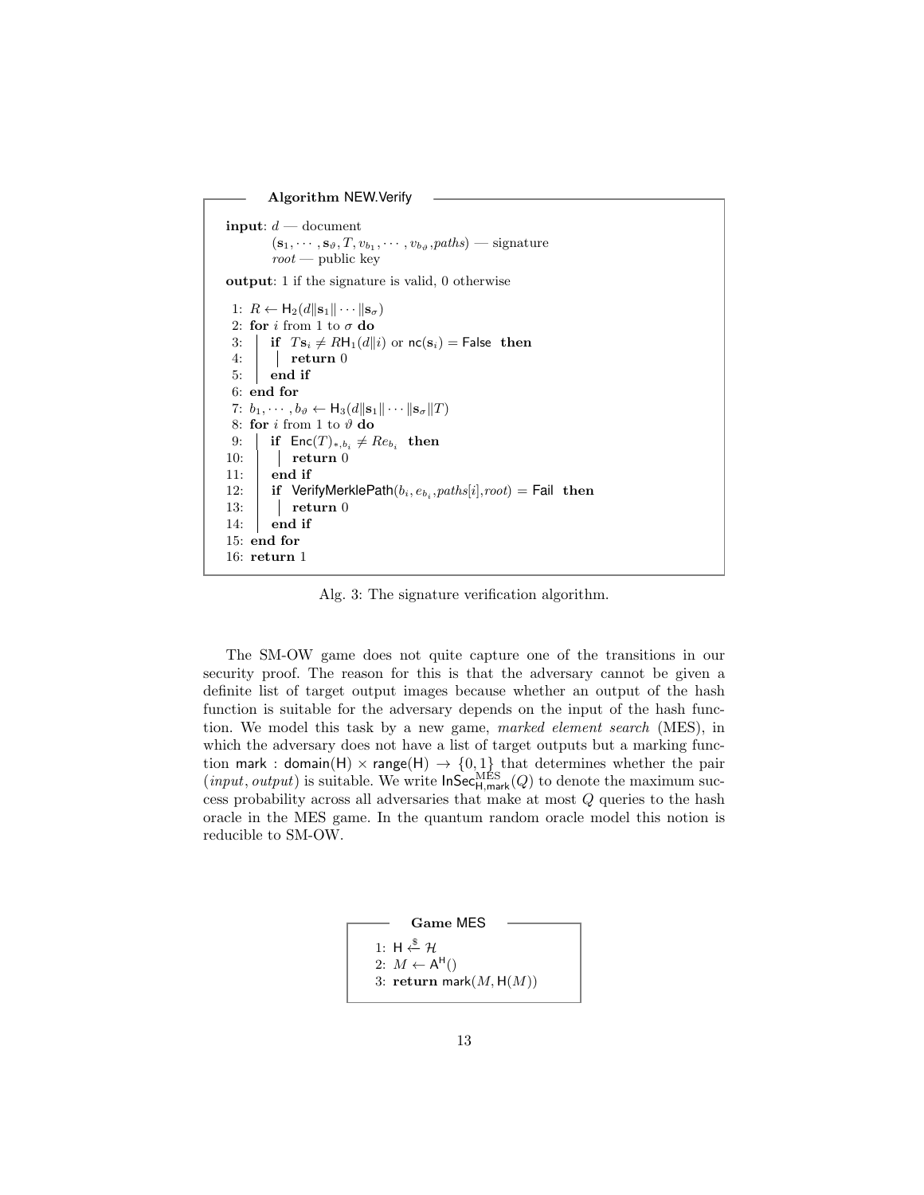```
Algorithm NEW.Verify

input: d — document
       (s_1, ..., s_ϑ, T, v_{b_1}, ..., v_{b_ϑ}, paths) — signature
       root — public key
output: 1 if the signature is valid, 0 otherwise

 1: R ← H_2(d||s_1|| ··· ||s_σ)
 2: for i from 1 to σ do
 3:     if T s_i ≠ R H_1(d||i) or nc(s_i) = False then
 4:         return 0
 5:     end if
 6: end for
 7: b_1, ..., b_ϑ ← H_3(d||s_1|| ··· ||s_σ||T)
 8: for i from 1 to ϑ do
 9:     if Enc(T)_{*,b_i} ≠ R e_{b_i} then
10:         return 0
11:     end if
12:     if VerifyMerklePath(b_i, e_{b_i}, paths[i], root) = Fail then
13:         return 0
14:     end if
15: end for
16: return 1
```

Alg. 3: The signature verification algorithm.

The SM-OW game does not quite capture one of the transitions in our security proof. The reason for this is that the adversary cannot be given a definite list of target output images because whether an output of the hash function is suitable for the adversary depends on the input of the hash function. We model this task by a new game, *marked element search* (MES), in which the adversary does not have a list of target outputs but a marking function $\mathsf{mark} : \mathsf{domain}(\mathsf{H}) \times \mathsf{range}(\mathsf{H}) \rightarrow \{0,1\}$ that determines whether the pair (*input*, *output*) is suitable. We write $\mathsf{InSec}^{\mathrm{MES}}_{\mathsf{H},\mathsf{mark}}(Q)$ to denote the maximum success probability across all adversaries that make at most $Q$ queries to the hash oracle in the MES game. In the quantum random oracle model this notion is reducible to SM-OW.

```
Game MES

1: H ←$ 𝓗
2: M ← A^H()
3: return mark(M, H(M))
```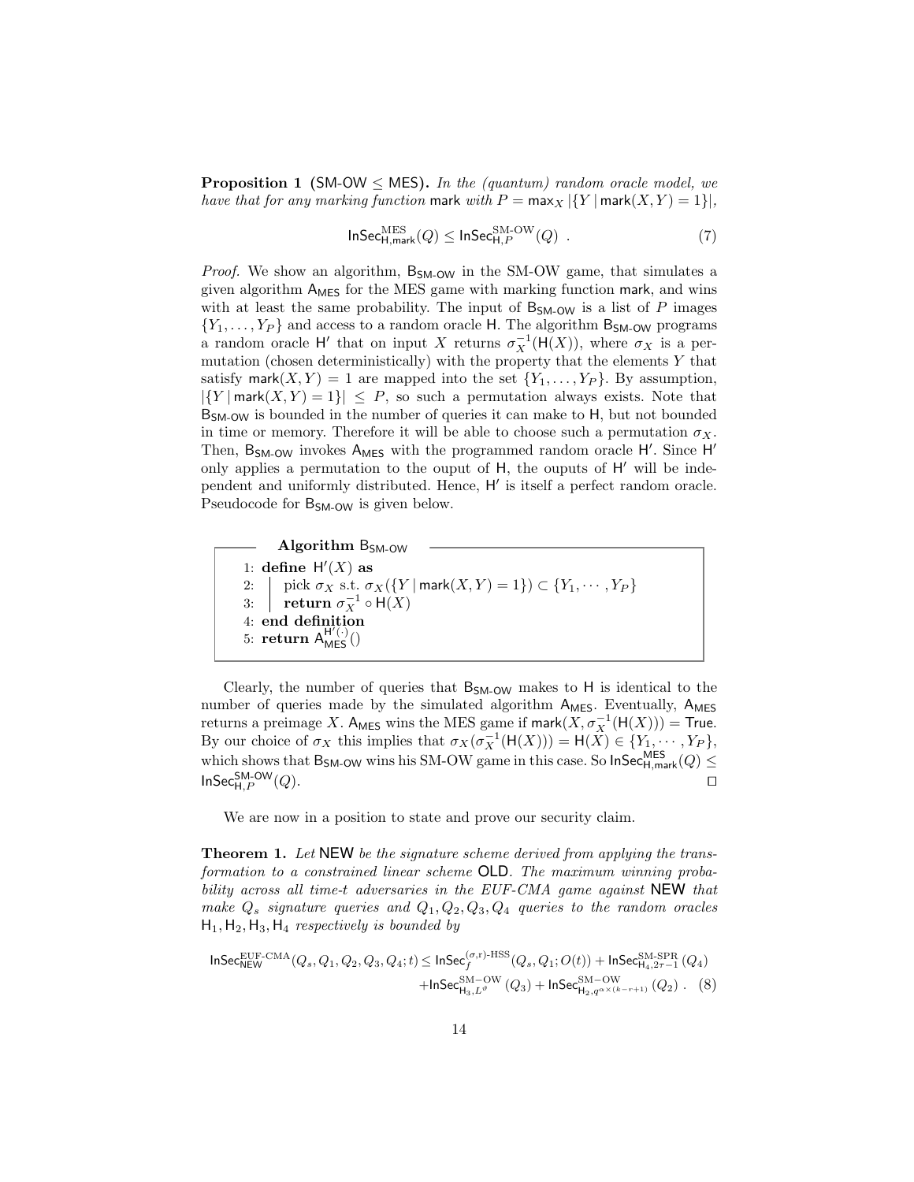**Proposition 1** (SM-OW $\leq$ MES)**.** *In the (quantum) random oracle model, we have that for any marking function* mark *with* $P = \max_X |\{Y \mid \mathsf{mark}(X,Y) = 1\}|$*,*

$$\mathsf{InSec}^{\mathrm{MES}}_{\mathsf{H},\mathsf{mark}}(Q) \leq \mathsf{InSec}^{\mathrm{SM\text{-}OW}}_{\mathsf{H},P}(Q) \ . \tag{7}$$

*Proof.* We show an algorithm, $\mathsf{B}_{\mathsf{SM\text{-}OW}}$ in the SM-OW game, that simulates a given algorithm $\mathsf{A}_{\mathsf{MES}}$ for the MES game with marking function mark, and wins with at least the same probability. The input of $\mathsf{B}_{\mathsf{SM\text{-}OW}}$ is a list of $P$ images $\{Y_1, \ldots, Y_P\}$ and access to a random oracle H. The algorithm $\mathsf{B}_{\mathsf{SM\text{-}OW}}$ programs a random oracle $\mathsf{H}'$ that on input $X$ returns $\sigma_X^{-1}(\mathsf{H}(X))$, where $\sigma_X$ is a permutation (chosen deterministically) with the property that the elements $Y$ that satisfy $\mathsf{mark}(X,Y) = 1$ are mapped into the set $\{Y_1, \ldots, Y_P\}$. By assumption, $|\{Y \mid \mathsf{mark}(X,Y) = 1\}| \leq P$, so such a permutation always exists. Note that $\mathsf{B}_{\mathsf{SM\text{-}OW}}$ is bounded in the number of queries it can make to H, but not bounded in time or memory. Therefore it will be able to choose such a permutation $\sigma_X$. Then, $\mathsf{B}_{\mathsf{SM\text{-}OW}}$ invokes $\mathsf{A}_{\mathsf{MES}}$ with the programmed random oracle $\mathsf{H}'$. Since $\mathsf{H}'$ only applies a permutation to the ouput of H, the ouputs of $\mathsf{H}'$ will be independent and uniformly distributed. Hence, $\mathsf{H}'$ is itself a perfect random oracle. Pseudocode for $\mathsf{B}_{\mathsf{SM\text{-}OW}}$ is given below.

**Algorithm** $\mathsf{B}_{\mathsf{SM\text{-}OW}}$

```
1: define H'(X) as
2:    pick σ_X s.t. σ_X({Y | mark(X,Y) = 1}) ⊂ {Y_1, ··· , Y_P}
3:    return σ_X^{-1} ∘ H(X)
4: end definition
5: return A_MES^{H'(·)}()
```

Clearly, the number of queries that $\mathsf{B}_{\mathsf{SM\text{-}OW}}$ makes to H is identical to the number of queries made by the simulated algorithm $\mathsf{A}_{\mathsf{MES}}$. Eventually, $\mathsf{A}_{\mathsf{MES}}$ returns a preimage $X$. $\mathsf{A}_{\mathsf{MES}}$ wins the MES game if $\mathsf{mark}(X, \sigma_X^{-1}(\mathsf{H}(X))) = \mathsf{True}$. By our choice of $\sigma_X$ this implies that $\sigma_X(\sigma_X^{-1}(\mathsf{H}(X))) = \mathsf{H}(X) \in \{Y_1, \cdots, Y_P\}$, which shows that $\mathsf{B}_{\mathsf{SM\text{-}OW}}$ wins his SM-OW game in this case. So $\mathsf{InSec}^{\mathsf{MES}}_{\mathsf{H},\mathsf{mark}}(Q) \leq \mathsf{InSec}^{\mathsf{SM\text{-}OW}}_{\mathsf{H},P}(Q)$. $\square$

We are now in a position to state and prove our security claim.

**Theorem 1.** *Let* NEW *be the signature scheme derived from applying the transformation to a constrained linear scheme* OLD*. The maximum winning probability across all time-t adversaries in the EUF-CMA game against* NEW *that make* $Q_s$ *signature queries and* $Q_1, Q_2, Q_3, Q_4$ *queries to the random oracles* $\mathsf{H}_1, \mathsf{H}_2, \mathsf{H}_3, \mathsf{H}_4$ *respectively is bounded by*

$$\mathsf{InSec}^{\mathrm{EUF\text{-}CMA}}_{\mathsf{NEW}}(Q_s, Q_1, Q_2, Q_3, Q_4; t) \leq \mathsf{InSec}^{(\sigma,\mathrm{r})\text{-}\mathrm{HSS}}_{f}(Q_s, Q_1; O(t)) + \mathsf{InSec}^{\mathrm{SM\text{-}SPR}}_{\mathsf{H}_4, 2\tau-1}(Q_4)$$
$$+ \mathsf{InSec}^{\mathrm{SM-OW}}_{\mathsf{H}_3, L^{\vartheta}}(Q_3) + \mathsf{InSec}^{\mathrm{SM-OW}}_{\mathsf{H}_2, q^{\alpha\times(k-r+1)}}(Q_2) \ . \tag{8}$$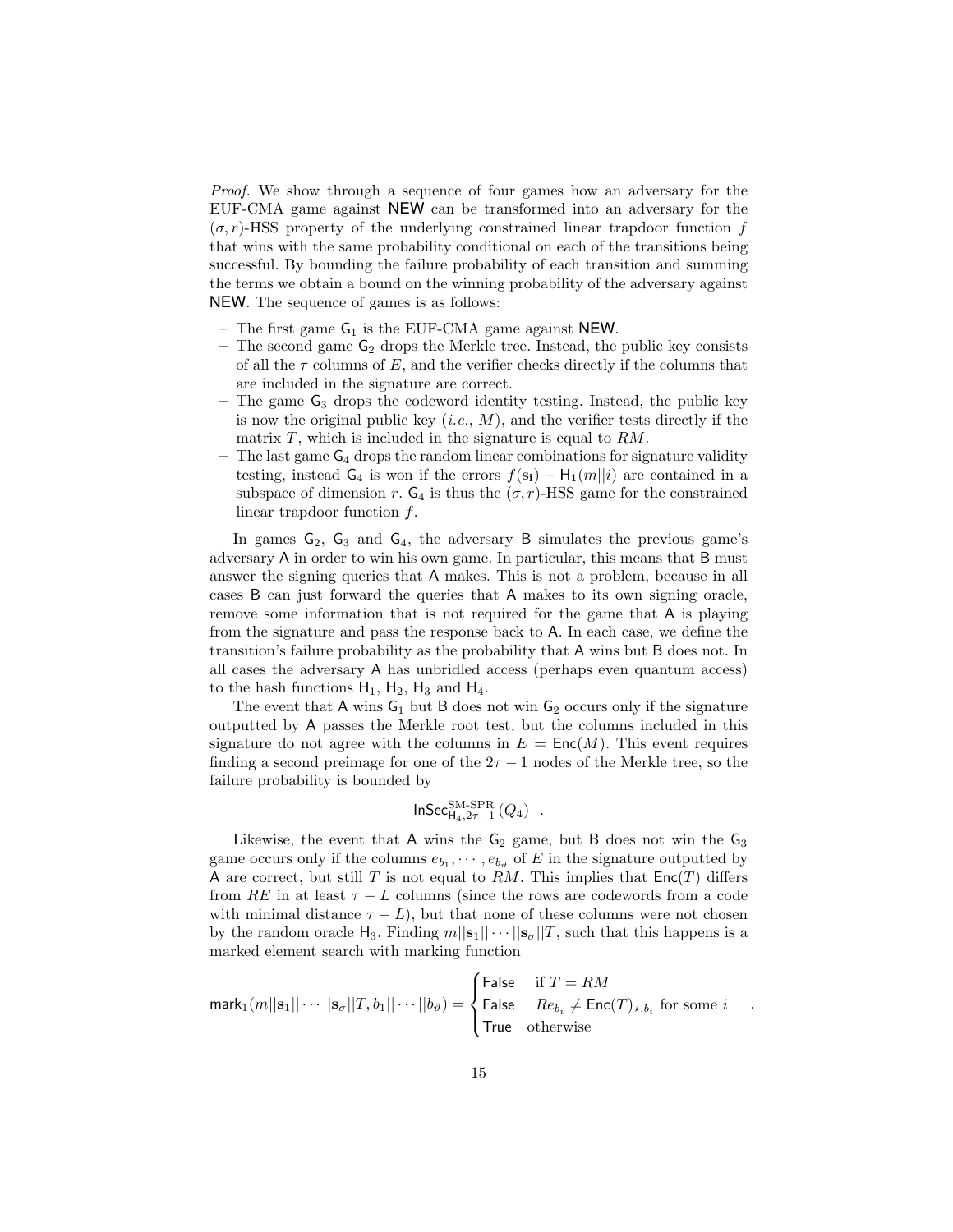*Proof.* We show through a sequence of four games how an adversary for the EUF-CMA game against $\mathsf{NEW}$ can be transformed into an adversary for the $(\sigma, r)$-HSS property of the underlying constrained linear trapdoor function $f$ that wins with the same probability conditional on each of the transitions being successful. By bounding the failure probability of each transition and summing the terms we obtain a bound on the winning probability of the adversary against $\mathsf{NEW}$. The sequence of games is as follows:

- The first game $\mathsf{G}_1$ is the EUF-CMA game against $\mathsf{NEW}$.
- The second game $\mathsf{G}_2$ drops the Merkle tree. Instead, the public key consists of all the $\tau$ columns of $E$, and the verifier checks directly if the columns that are included in the signature are correct.
- The game $\mathsf{G}_3$ drops the codeword identity testing. Instead, the public key is now the original public key (*i.e.*, $M$), and the verifier tests directly if the matrix $T$, which is included in the signature is equal to $RM$.
- The last game $\mathsf{G}_4$ drops the random linear combinations for signature validity testing, instead $\mathsf{G}_4$ is won if the errors $f(\mathbf{s_i}) - \mathsf{H}_1(m||i)$ are contained in a subspace of dimension $r$. $\mathsf{G}_4$ is thus the $(\sigma, r)$-HSS game for the constrained linear trapdoor function $f$.

In games $\mathsf{G}_2$, $\mathsf{G}_3$ and $\mathsf{G}_4$, the adversary $\mathsf{B}$ simulates the previous game's adversary $\mathsf{A}$ in order to win his own game. In particular, this means that $\mathsf{B}$ must answer the signing queries that $\mathsf{A}$ makes. This is not a problem, because in all cases $\mathsf{B}$ can just forward the queries that $\mathsf{A}$ makes to its own signing oracle, remove some information that is not required for the game that $\mathsf{A}$ is playing from the signature and pass the response back to $\mathsf{A}$. In each case, we define the transition's failure probability as the probability that $\mathsf{A}$ wins but $\mathsf{B}$ does not. In all cases the adversary $\mathsf{A}$ has unbridled access (perhaps even quantum access) to the hash functions $\mathsf{H}_1$, $\mathsf{H}_2$, $\mathsf{H}_3$ and $\mathsf{H}_4$.

The event that $\mathsf{A}$ wins $\mathsf{G}_1$ but $\mathsf{B}$ does not win $\mathsf{G}_2$ occurs only if the signature outputted by $\mathsf{A}$ passes the Merkle root test, but the columns included in this signature do not agree with the columns in $E = \mathsf{Enc}(M)$. This event requires finding a second preimage for one of the $2\tau - 1$ nodes of the Merkle tree, so the failure probability is bounded by

$$\mathsf{InSec}^{\text{SM-SPR}}_{\mathsf{H}_4, 2\tau-1}(Q_4) \quad .$$

Likewise, the event that $\mathsf{A}$ wins the $\mathsf{G}_2$ game, but $\mathsf{B}$ does not win the $\mathsf{G}_3$ game occurs only if the columns $e_{b_1}, \cdots, e_{b_\vartheta}$ of $E$ in the signature outputted by $\mathsf{A}$ are correct, but still $T$ is not equal to $RM$. This implies that $\mathsf{Enc}(T)$ differs from $RE$ in at least $\tau - L$ columns (since the rows are codewords from a code with minimal distance $\tau - L$), but that none of these columns were not chosen by the random oracle $\mathsf{H}_3$. Finding $m||\mathbf{s}_1|| \cdots ||\mathbf{s}_\sigma||T$, such that this happens is a marked element search with marking function

$$\mathsf{mark}_1(m||\mathbf{s}_1||\cdots||\mathbf{s}_\sigma||T, b_1||\cdots||b_\vartheta) = \begin{cases} \mathsf{False} & \text{if } T = RM \\ \mathsf{False} & Re_{b_i} \neq \mathsf{Enc}(T)_{\star, b_i} \text{ for some } i \\ \mathsf{True} & \text{otherwise} \end{cases} \quad .$$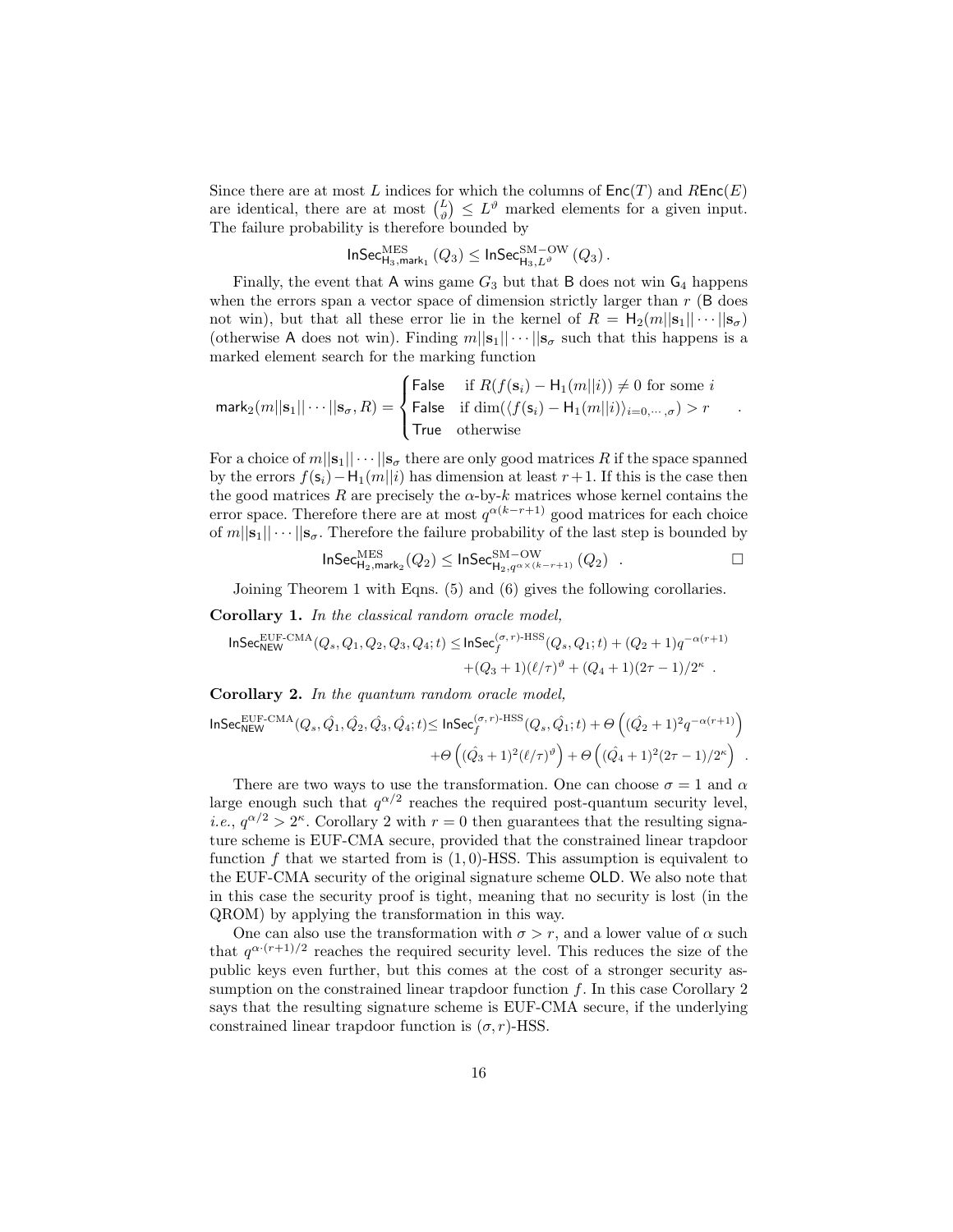Since there are at most $L$ indices for which the columns of $\mathsf{Enc}(T)$ and $R\mathsf{Enc}(E)$ are identical, there are at most $\binom{L}{\vartheta} \leq L^{\vartheta}$ marked elements for a given input. The failure probability is therefore bounded by

$$\mathsf{InSec}^{\mathrm{MES}}_{\mathsf{H}_3,\mathsf{mark}_1}(Q_3) \leq \mathsf{InSec}^{\mathrm{SM-OW}}_{\mathsf{H}_3,L^{\vartheta}}(Q_3)\,.$$

Finally, the event that $\mathsf{A}$ wins game $G_3$ but that $\mathsf{B}$ does not win $\mathsf{G}_4$ happens when the errors span a vector space of dimension strictly larger than $r$ ($\mathsf{B}$ does not win), but that all these error lie in the kernel of $R = \mathsf{H}_2(m||\mathbf{s}_1||\cdots||\mathbf{s}_\sigma)$ (otherwise $\mathsf{A}$ does not win). Finding $m||\mathbf{s}_1||\cdots||\mathbf{s}_\sigma$ such that this happens is a marked element search for the marking function

$$\mathsf{mark}_2(m||\mathbf{s}_1||\cdots||\mathbf{s}_\sigma, R) = \begin{cases} \mathsf{False} & \text{if } R(f(\mathbf{s}_i) - \mathsf{H}_1(m||i)) \neq 0 \text{ for some } i \\ \mathsf{False} & \text{if } \dim(\langle f(\mathbf{s}_i) - \mathsf{H}_1(m||i)\rangle_{i=0,\cdots,\sigma}) > r \\ \mathsf{True} & \text{otherwise} \end{cases}\,.$$

For a choice of $m||\mathbf{s}_1||\cdots||\mathbf{s}_\sigma$ there are only good matrices $R$ if the space spanned by the errors $f(\mathsf{s}_i) - \mathsf{H}_1(m||i)$ has dimension at least $r+1$. If this is the case then the good matrices $R$ are precisely the $\alpha$-by-$k$ matrices whose kernel contains the error space. Therefore there are at most $q^{\alpha(k-r+1)}$ good matrices for each choice of $m||\mathbf{s}_1||\cdots||\mathbf{s}_\sigma$. Therefore the failure probability of the last step is bounded by

$$\mathsf{InSec}^{\mathrm{MES}}_{\mathsf{H}_2,\mathsf{mark}_2}(Q_2) \leq \mathsf{InSec}^{\mathrm{SM-OW}}_{\mathsf{H}_2,q^{\alpha\times(k-r+1)}}(Q_2)\quad. \qquad \square$$

Joining Theorem 1 with Eqns. (5) and (6) gives the following corollaries.

**Corollary 1.** *In the classical random oracle model,*

$$\mathsf{InSec}^{\text{EUF-CMA}}_{\mathsf{NEW}}(Q_s, Q_1, Q_2, Q_3, Q_4; t) \leq \mathsf{InSec}^{(\sigma,r)\text{-HSS}}_{f}(Q_s, Q_1; t) + (Q_2+1)q^{-\alpha(r+1)} + (Q_3+1)(\ell/\tau)^{\vartheta} + (Q_4+1)(2\tau-1)/2^{\kappa}\,.$$

**Corollary 2.** *In the quantum random oracle model,*

$$\mathsf{InSec}^{\text{EUF-CMA}}_{\mathsf{NEW}}(Q_s, \hat{Q_1}, \hat{Q_2}, \hat{Q_3}, \hat{Q_4}; t) \leq \mathsf{InSec}^{(\sigma,r)\text{-HSS}}_{f}(Q_s, \hat{Q_1}; t) + \Theta\left((\hat{Q_2}+1)^2 q^{-\alpha(r+1)}\right) + \Theta\left((\hat{Q_3}+1)^2(\ell/\tau)^{\vartheta}\right) + \Theta\left((\hat{Q_4}+1)^2(2\tau-1)/2^{\kappa}\right)\,.$$

There are two ways to use the transformation. One can choose $\sigma = 1$ and $\alpha$ large enough such that $q^{\alpha/2}$ reaches the required post-quantum security level, *i.e.*, $q^{\alpha/2} > 2^{\kappa}$. Corollary 2 with $r = 0$ then guarantees that the resulting signature scheme is EUF-CMA secure, provided that the constrained linear trapdoor function $f$ that we started from is $(1,0)$-HSS. This assumption is equivalent to the EUF-CMA security of the original signature scheme $\mathsf{OLD}$. We also note that in this case the security proof is tight, meaning that no security is lost (in the QROM) by applying the transformation in this way.

One can also use the transformation with $\sigma > r$, and a lower value of $\alpha$ such that $q^{\alpha\cdot(r+1)/2}$ reaches the required security level. This reduces the size of the public keys even further, but this comes at the cost of a stronger security assumption on the constrained linear trapdoor function $f$. In this case Corollary 2 says that the resulting signature scheme is EUF-CMA secure, if the underlying constrained linear trapdoor function is $(\sigma, r)$-HSS.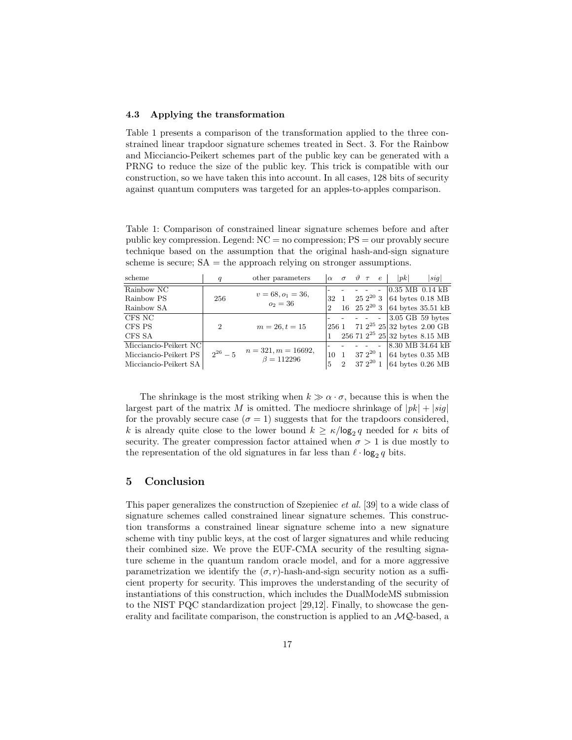### 4.3 Applying the transformation

Table 1 presents a comparison of the transformation applied to the three constrained linear trapdoor signature schemes treated in Sect. 3. For the Rainbow and Micciancio-Peikert schemes part of the public key can be generated with a PRNG to reduce the size of the public key. This trick is compatible with our construction, so we have taken this into account. In all cases, 128 bits of security against quantum computers was targeted for an apples-to-apples comparison.

Table 1: Comparison of constrained linear signature schemes before and after public key compression. Legend: NC = no compression; PS = our provably secure technique based on the assumption that the original hash-and-sign signature scheme is secure; SA = the approach relying on stronger assumptions.

| scheme | $q$ | other parameters | $\alpha$ | $\sigma$ | $\vartheta$ | $\tau$ | $e$ | $\|pk\|$ | $\|sig\|$ |
|---|---|---|---|---|---|---|---|---|---|
| Rainbow NC | 256 | $v = 68, o_1 = 36, o_2 = 36$ | - | - | - | - | - | 0.35 MB | 0.14 kB |
| Rainbow PS | | | 32 | 1 | 25 | $2^{20}$ | 3 | 64 bytes | 0.18 MB |
| Rainbow SA | | | 2 | 16 | 25 | $2^{20}$ | 3 | 64 bytes | 35.51 kB |
| CFS NC | 2 | $m = 26, t = 15$ | - | - | - | - | - | 3.05 GB | 59 bytes |
| CFS PS | | | 256 | 1 | 71 | $2^{25}$ | 25 | 32 bytes | 2.00 GB |
| CFS SA | | | 1 | 256 | 71 | $2^{25}$ | 25 | 32 bytes | 8.15 MB |
| Micciancio-Peikert NC | $2^{26} - 5$ | $n = 321, m = 16692, \beta = 112296$ | - | - | - | - | - | 8.30 MB | 34.64 kB |
| Micciancio-Peikert PS | | | 10 | 1 | 37 | $2^{20}$ | 1 | 64 bytes | 0.35 MB |
| Micciancio-Peikert SA | | | 5 | 2 | 37 | $2^{20}$ | 1 | 64 bytes | 0.26 MB |

The shrinkage is the most striking when $k \gg \alpha \cdot \sigma$, because this is when the largest part of the matrix $M$ is omitted. The mediocre shrinkage of $|pk| + |sig|$ for the provably secure case ($\sigma = 1$) suggests that for the trapdoors considered, $k$ is already quite close to the lower bound $k \geq \kappa / \log_2 q$ needed for $\kappa$ bits of security. The greater compression factor attained when $\sigma > 1$ is due mostly to the representation of the old signatures in far less than $\ell \cdot \log_2 q$ bits.

## 5 Conclusion

This paper generalizes the construction of Szepieniec *et al.* [39] to a wide class of signature schemes called constrained linear signature schemes. This construction transforms a constrained linear signature scheme into a new signature scheme with tiny public keys, at the cost of larger signatures and while reducing their combined size. We prove the EUF-CMA security of the resulting signature scheme in the quantum random oracle model, and for a more aggressive parametrization we identify the $(\sigma, r)$-hash-and-sign security notion as a sufficient property for security. This improves the understanding of the security of instantiations of this construction, which includes the DualModeMS submission to the NIST PQC standardization project [29,12]. Finally, to showcase the generality and facilitate comparison, the construction is applied to an $\mathcal{MQ}$-based, a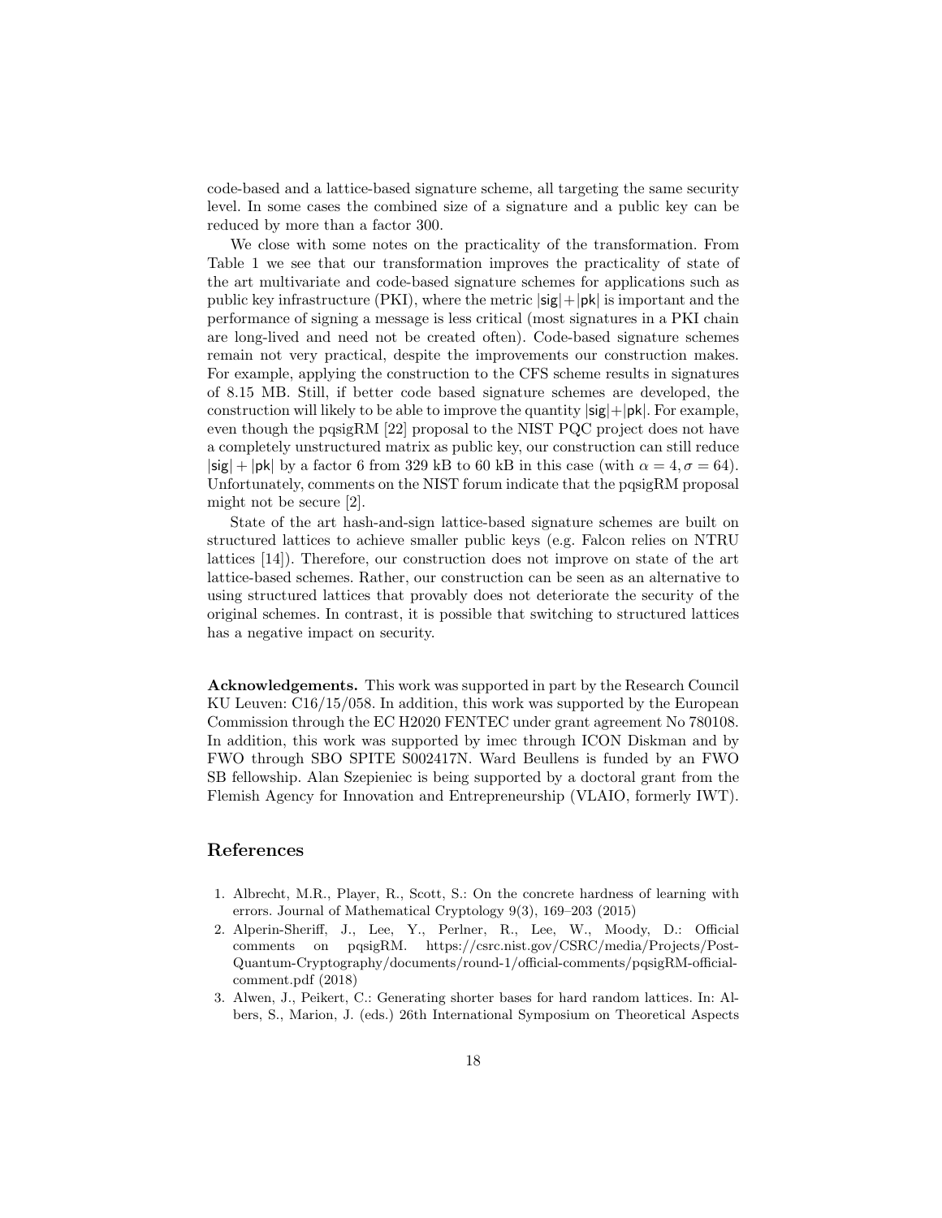code-based and a lattice-based signature scheme, all targeting the same security level. In some cases the combined size of a signature and a public key can be reduced by more than a factor 300.

We close with some notes on the practicality of the transformation. From Table 1 we see that our transformation improves the practicality of state of the art multivariate and code-based signature schemes for applications such as public key infrastructure (PKI), where the metric $|\mathsf{sig}|+|\mathsf{pk}|$ is important and the performance of signing a message is less critical (most signatures in a PKI chain are long-lived and need not be created often). Code-based signature schemes remain not very practical, despite the improvements our construction makes. For example, applying the construction to the CFS scheme results in signatures of 8.15 MB. Still, if better code based signature schemes are developed, the construction will likely to be able to improve the quantity $|\mathsf{sig}|+|\mathsf{pk}|$. For example, even though the pqsigRM [22] proposal to the NIST PQC project does not have a completely unstructured matrix as public key, our construction can still reduce $|\mathsf{sig}|+|\mathsf{pk}|$ by a factor 6 from 329 kB to 60 kB in this case (with $\alpha = 4, \sigma = 64$). Unfortunately, comments on the NIST forum indicate that the pqsigRM proposal might not be secure [2].

State of the art hash-and-sign lattice-based signature schemes are built on structured lattices to achieve smaller public keys (e.g. Falcon relies on NTRU lattices [14]). Therefore, our construction does not improve on state of the art lattice-based schemes. Rather, our construction can be seen as an alternative to using structured lattices that provably does not deteriorate the security of the original schemes. In contrast, it is possible that switching to structured lattices has a negative impact on security.

**Acknowledgements.** This work was supported in part by the Research Council KU Leuven: C16/15/058. In addition, this work was supported by the European Commission through the EC H2020 FENTEC under grant agreement No 780108. In addition, this work was supported by imec through ICON Diskman and by FWO through SBO SPITE S002417N. Ward Beullens is funded by an FWO SB fellowship. Alan Szepieniec is being supported by a doctoral grant from the Flemish Agency for Innovation and Entrepreneurship (VLAIO, formerly IWT).

## References

1. Albrecht, M.R., Player, R., Scott, S.: On the concrete hardness of learning with errors. Journal of Mathematical Cryptology 9(3), 169–203 (2015)
2. Alperin-Sheriff, J., Lee, Y., Perlner, R., Lee, W., Moody, D.: Official comments on pqsigRM. https://csrc.nist.gov/CSRC/media/Projects/Post-Quantum-Cryptography/documents/round-1/official-comments/pqsigRM-official-comment.pdf (2018)
3. Alwen, J., Peikert, C.: Generating shorter bases for hard random lattices. In: Albers, S., Marion, J. (eds.) 26th International Symposium on Theoretical Aspects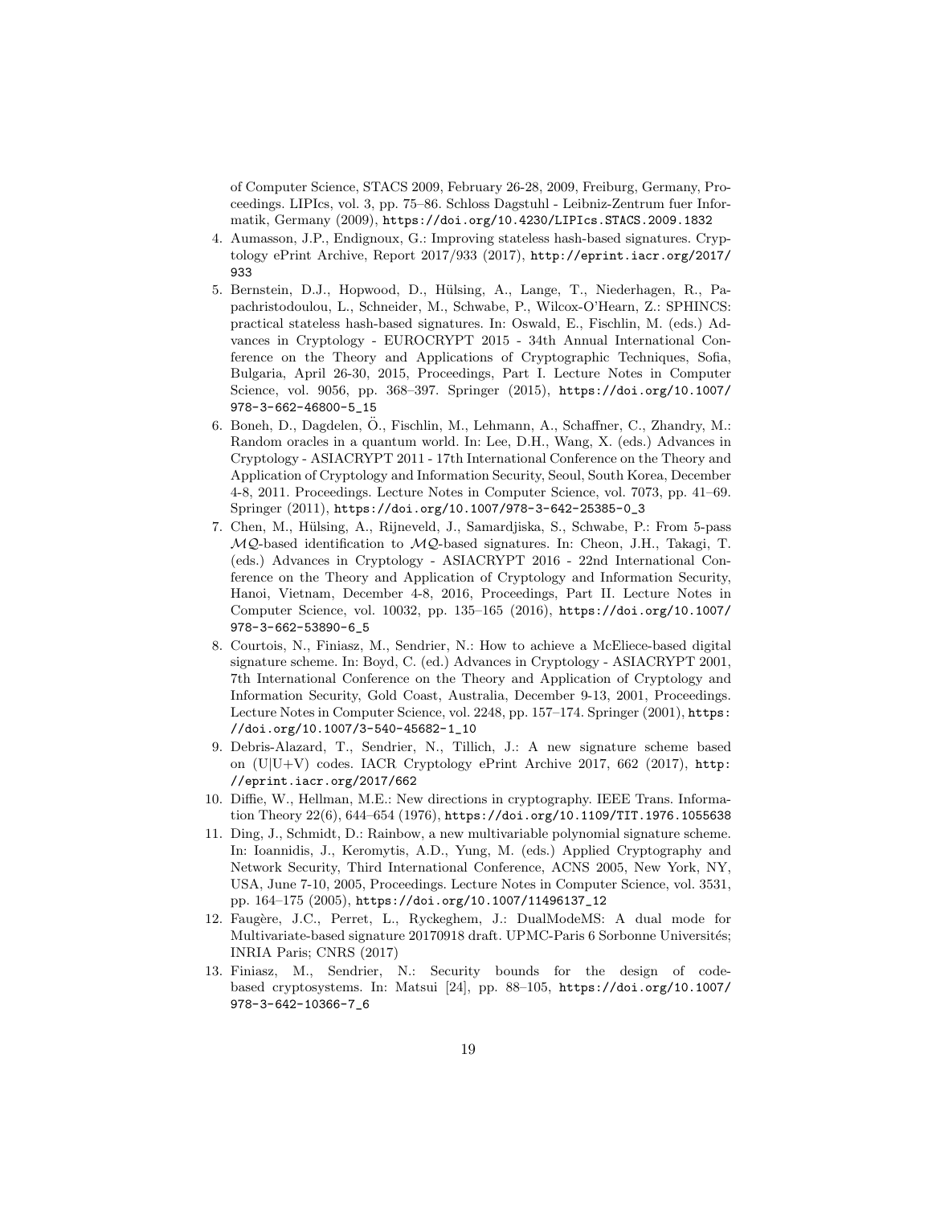of Computer Science, STACS 2009, February 26-28, 2009, Freiburg, Germany, Proceedings. LIPIcs, vol. 3, pp. 75–86. Schloss Dagstuhl - Leibniz-Zentrum fuer Informatik, Germany (2009), `https://doi.org/10.4230/LIPIcs.STACS.2009.1832`

4. Aumasson, J.P., Endignoux, G.: Improving stateless hash-based signatures. Cryptology ePrint Archive, Report 2017/933 (2017), `http://eprint.iacr.org/2017/933`
5. Bernstein, D.J., Hopwood, D., Hülsing, A., Lange, T., Niederhagen, R., Papachristodoulou, L., Schneider, M., Schwabe, P., Wilcox-O'Hearn, Z.: SPHINCS: practical stateless hash-based signatures. In: Oswald, E., Fischlin, M. (eds.) Advances in Cryptology - EUROCRYPT 2015 - 34th Annual International Conference on the Theory and Applications of Cryptographic Techniques, Sofia, Bulgaria, April 26-30, 2015, Proceedings, Part I. Lecture Notes in Computer Science, vol. 9056, pp. 368–397. Springer (2015), `https://doi.org/10.1007/978-3-662-46800-5_15`
6. Boneh, D., Dagdelen, Ö., Fischlin, M., Lehmann, A., Schaffner, C., Zhandry, M.: Random oracles in a quantum world. In: Lee, D.H., Wang, X. (eds.) Advances in Cryptology - ASIACRYPT 2011 - 17th International Conference on the Theory and Application of Cryptology and Information Security, Seoul, South Korea, December 4-8, 2011. Proceedings. Lecture Notes in Computer Science, vol. 7073, pp. 41–69. Springer (2011), `https://doi.org/10.1007/978-3-642-25385-0_3`
7. Chen, M., Hülsing, A., Rijneveld, J., Samardjiska, S., Schwabe, P.: From 5-pass $\mathcal{MQ}$-based identification to $\mathcal{MQ}$-based signatures. In: Cheon, J.H., Takagi, T. (eds.) Advances in Cryptology - ASIACRYPT 2016 - 22nd International Conference on the Theory and Application of Cryptology and Information Security, Hanoi, Vietnam, December 4-8, 2016, Proceedings, Part II. Lecture Notes in Computer Science, vol. 10032, pp. 135–165 (2016), `https://doi.org/10.1007/978-3-662-53890-6_5`
8. Courtois, N., Finiasz, M., Sendrier, N.: How to achieve a McEliece-based digital signature scheme. In: Boyd, C. (ed.) Advances in Cryptology - ASIACRYPT 2001, 7th International Conference on the Theory and Application of Cryptology and Information Security, Gold Coast, Australia, December 9-13, 2001, Proceedings. Lecture Notes in Computer Science, vol. 2248, pp. 157–174. Springer (2001), `https://doi.org/10.1007/3-540-45682-1_10`
9. Debris-Alazard, T., Sendrier, N., Tillich, J.: A new signature scheme based on (U|U+V) codes. IACR Cryptology ePrint Archive 2017, 662 (2017), `http://eprint.iacr.org/2017/662`
10. Diffie, W., Hellman, M.E.: New directions in cryptography. IEEE Trans. Information Theory 22(6), 644–654 (1976), `https://doi.org/10.1109/TIT.1976.1055638`
11. Ding, J., Schmidt, D.: Rainbow, a new multivariable polynomial signature scheme. In: Ioannidis, J., Keromytis, A.D., Yung, M. (eds.) Applied Cryptography and Network Security, Third International Conference, ACNS 2005, New York, NY, USA, June 7-10, 2005, Proceedings. Lecture Notes in Computer Science, vol. 3531, pp. 164–175 (2005), `https://doi.org/10.1007/11496137_12`
12. Faugère, J.C., Perret, L., Ryckeghem, J.: DualModeMS: A dual mode for Multivariate-based signature 20170918 draft. UPMC-Paris 6 Sorbonne Universités; INRIA Paris; CNRS (2017)
13. Finiasz, M., Sendrier, N.: Security bounds for the design of code-based cryptosystems. In: Matsui [24], pp. 88–105, `https://doi.org/10.1007/978-3-642-10366-7_6`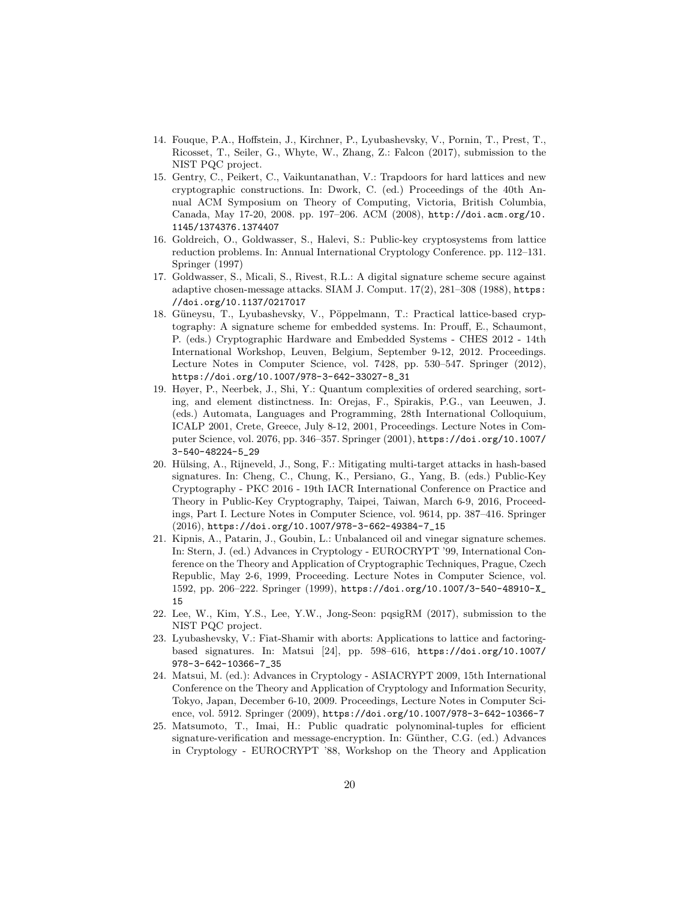14. Fouque, P.A., Hoffstein, J., Kirchner, P., Lyubashevsky, V., Pornin, T., Prest, T., Ricosset, T., Seiler, G., Whyte, W., Zhang, Z.: Falcon (2017), submission to the NIST PQC project.
15. Gentry, C., Peikert, C., Vaikuntanathan, V.: Trapdoors for hard lattices and new cryptographic constructions. In: Dwork, C. (ed.) Proceedings of the 40th Annual ACM Symposium on Theory of Computing, Victoria, British Columbia, Canada, May 17-20, 2008. pp. 197–206. ACM (2008), http://doi.acm.org/10.1145/1374376.1374407
16. Goldreich, O., Goldwasser, S., Halevi, S.: Public-key cryptosystems from lattice reduction problems. In: Annual International Cryptology Conference. pp. 112–131. Springer (1997)
17. Goldwasser, S., Micali, S., Rivest, R.L.: A digital signature scheme secure against adaptive chosen-message attacks. SIAM J. Comput. 17(2), 281–308 (1988), https://doi.org/10.1137/0217017
18. Güneysu, T., Lyubashevsky, V., Pöppelmann, T.: Practical lattice-based cryptography: A signature scheme for embedded systems. In: Prouff, E., Schaumont, P. (eds.) Cryptographic Hardware and Embedded Systems - CHES 2012 - 14th International Workshop, Leuven, Belgium, September 9-12, 2012. Proceedings. Lecture Notes in Computer Science, vol. 7428, pp. 530–547. Springer (2012), https://doi.org/10.1007/978-3-642-33027-8_31
19. Høyer, P., Neerbek, J., Shi, Y.: Quantum complexities of ordered searching, sorting, and element distinctness. In: Orejas, F., Spirakis, P.G., van Leeuwen, J. (eds.) Automata, Languages and Programming, 28th International Colloquium, ICALP 2001, Crete, Greece, July 8-12, 2001, Proceedings. Lecture Notes in Computer Science, vol. 2076, pp. 346–357. Springer (2001), https://doi.org/10.1007/3-540-48224-5_29
20. Hülsing, A., Rijneveld, J., Song, F.: Mitigating multi-target attacks in hash-based signatures. In: Cheng, C., Chung, K., Persiano, G., Yang, B. (eds.) Public-Key Cryptography - PKC 2016 - 19th IACR International Conference on Practice and Theory in Public-Key Cryptography, Taipei, Taiwan, March 6-9, 2016, Proceedings, Part I. Lecture Notes in Computer Science, vol. 9614, pp. 387–416. Springer (2016), https://doi.org/10.1007/978-3-662-49384-7_15
21. Kipnis, A., Patarin, J., Goubin, L.: Unbalanced oil and vinegar signature schemes. In: Stern, J. (ed.) Advances in Cryptology - EUROCRYPT '99, International Conference on the Theory and Application of Cryptographic Techniques, Prague, Czech Republic, May 2-6, 1999, Proceeding. Lecture Notes in Computer Science, vol. 1592, pp. 206–222. Springer (1999), https://doi.org/10.1007/3-540-48910-X_15
22. Lee, W., Kim, Y.S., Lee, Y.W., Jong-Seon: pqsigRM (2017), submission to the NIST PQC project.
23. Lyubashevsky, V.: Fiat-Shamir with aborts: Applications to lattice and factoring-based signatures. In: Matsui [24], pp. 598–616, https://doi.org/10.1007/978-3-642-10366-7_35
24. Matsui, M. (ed.): Advances in Cryptology - ASIACRYPT 2009, 15th International Conference on the Theory and Application of Cryptology and Information Security, Tokyo, Japan, December 6-10, 2009. Proceedings, Lecture Notes in Computer Science, vol. 5912. Springer (2009), https://doi.org/10.1007/978-3-642-10366-7
25. Matsumoto, T., Imai, H.: Public quadratic polynominal-tuples for efficient signature-verification and message-encryption. In: Günther, C.G. (ed.) Advances in Cryptology - EUROCRYPT '88, Workshop on the Theory and Application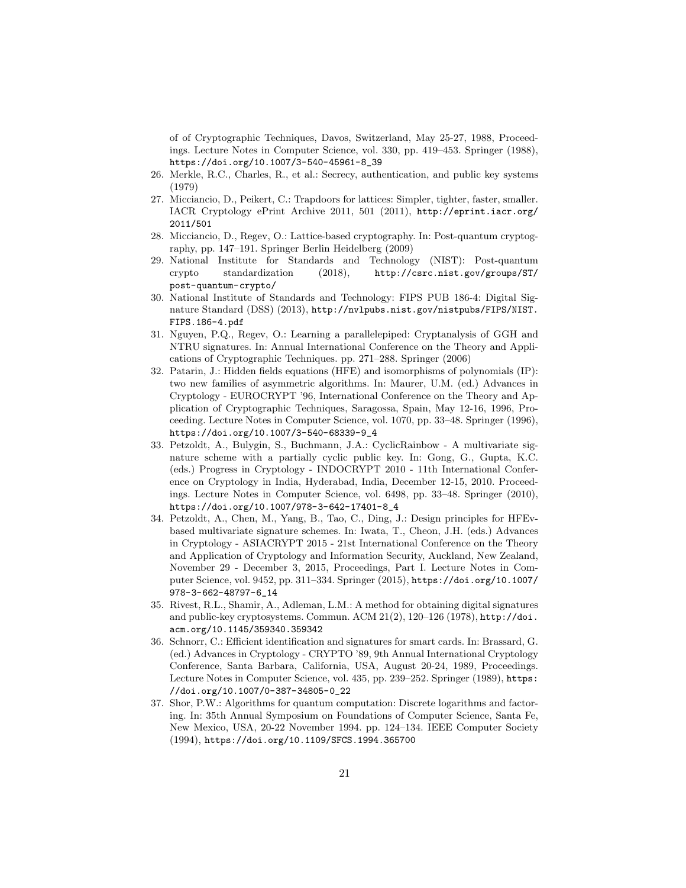of of Cryptographic Techniques, Davos, Switzerland, May 25-27, 1988, Proceedings. Lecture Notes in Computer Science, vol. 330, pp. 419–453. Springer (1988), https://doi.org/10.1007/3-540-45961-8_39

26. Merkle, R.C., Charles, R., et al.: Secrecy, authentication, and public key systems (1979)
27. Micciancio, D., Peikert, C.: Trapdoors for lattices: Simpler, tighter, faster, smaller. IACR Cryptology ePrint Archive 2011, 501 (2011), http://eprint.iacr.org/2011/501
28. Micciancio, D., Regev, O.: Lattice-based cryptography. In: Post-quantum cryptography, pp. 147–191. Springer Berlin Heidelberg (2009)
29. National Institute for Standards and Technology (NIST): Post-quantum crypto standardization (2018), http://csrc.nist.gov/groups/ST/post-quantum-crypto/
30. National Institute of Standards and Technology: FIPS PUB 186-4: Digital Signature Standard (DSS) (2013), http://nvlpubs.nist.gov/nistpubs/FIPS/NIST.FIPS.186-4.pdf
31. Nguyen, P.Q., Regev, O.: Learning a parallelepiped: Cryptanalysis of GGH and NTRU signatures. In: Annual International Conference on the Theory and Applications of Cryptographic Techniques. pp. 271–288. Springer (2006)
32. Patarin, J.: Hidden fields equations (HFE) and isomorphisms of polynomials (IP): two new families of asymmetric algorithms. In: Maurer, U.M. (ed.) Advances in Cryptology - EUROCRYPT '96, International Conference on the Theory and Application of Cryptographic Techniques, Saragossa, Spain, May 12-16, 1996, Proceeding. Lecture Notes in Computer Science, vol. 1070, pp. 33–48. Springer (1996), https://doi.org/10.1007/3-540-68339-9_4
33. Petzoldt, A., Bulygin, S., Buchmann, J.A.: CyclicRainbow - A multivariate signature scheme with a partially cyclic public key. In: Gong, G., Gupta, K.C. (eds.) Progress in Cryptology - INDOCRYPT 2010 - 11th International Conference on Cryptology in India, Hyderabad, India, December 12-15, 2010. Proceedings. Lecture Notes in Computer Science, vol. 6498, pp. 33–48. Springer (2010), https://doi.org/10.1007/978-3-642-17401-8_4
34. Petzoldt, A., Chen, M., Yang, B., Tao, C., Ding, J.: Design principles for HFEv-based multivariate signature schemes. In: Iwata, T., Cheon, J.H. (eds.) Advances in Cryptology - ASIACRYPT 2015 - 21st International Conference on the Theory and Application of Cryptology and Information Security, Auckland, New Zealand, November 29 - December 3, 2015, Proceedings, Part I. Lecture Notes in Computer Science, vol. 9452, pp. 311–334. Springer (2015), https://doi.org/10.1007/978-3-662-48797-6_14
35. Rivest, R.L., Shamir, A., Adleman, L.M.: A method for obtaining digital signatures and public-key cryptosystems. Commun. ACM 21(2), 120–126 (1978), http://doi.acm.org/10.1145/359340.359342
36. Schnorr, C.: Efficient identification and signatures for smart cards. In: Brassard, G. (ed.) Advances in Cryptology - CRYPTO '89, 9th Annual International Cryptology Conference, Santa Barbara, California, USA, August 20-24, 1989, Proceedings. Lecture Notes in Computer Science, vol. 435, pp. 239–252. Springer (1989), https://doi.org/10.1007/0-387-34805-0_22
37. Shor, P.W.: Algorithms for quantum computation: Discrete logarithms and factoring. In: 35th Annual Symposium on Foundations of Computer Science, Santa Fe, New Mexico, USA, 20-22 November 1994. pp. 124–134. IEEE Computer Society (1994), https://doi.org/10.1109/SFCS.1994.365700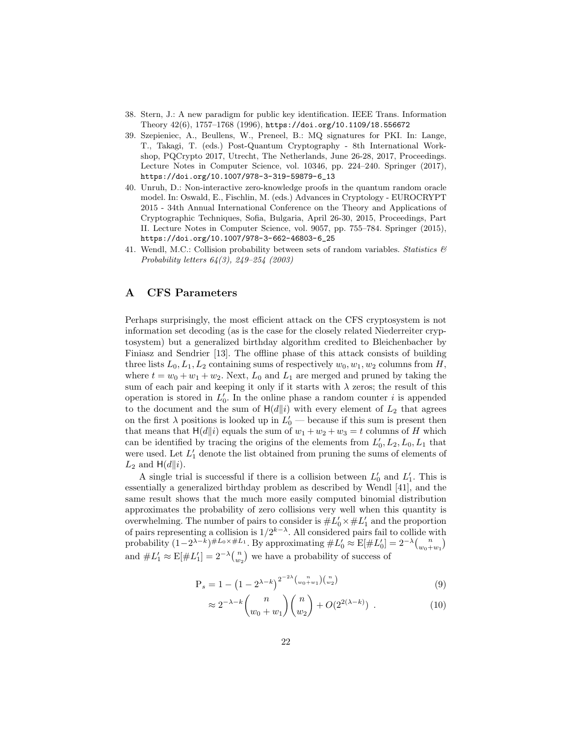38. Stern, J.: A new paradigm for public key identification. IEEE Trans. Information Theory 42(6), 1757–1768 (1996), https://doi.org/10.1109/18.556672
39. Szepieniec, A., Beullens, W., Preneel, B.: MQ signatures for PKI. In: Lange, T., Takagi, T. (eds.) Post-Quantum Cryptography - 8th International Workshop, PQCrypto 2017, Utrecht, The Netherlands, June 26-28, 2017, Proceedings. Lecture Notes in Computer Science, vol. 10346, pp. 224–240. Springer (2017), https://doi.org/10.1007/978-3-319-59879-6_13
40. Unruh, D.: Non-interactive zero-knowledge proofs in the quantum random oracle model. In: Oswald, E., Fischlin, M. (eds.) Advances in Cryptology - EUROCRYPT 2015 - 34th Annual International Conference on the Theory and Applications of Cryptographic Techniques, Sofia, Bulgaria, April 26-30, 2015, Proceedings, Part II. Lecture Notes in Computer Science, vol. 9057, pp. 755–784. Springer (2015), https://doi.org/10.1007/978-3-662-46803-6_25
41. Wendl, M.C.: Collision probability between sets of random variables. *Statistics & Probability letters 64(3), 249–254 (2003)*

# A CFS Parameters

Perhaps surprisingly, the most efficient attack on the CFS cryptosystem is not information set decoding (as is the case for the closely related Niederreiter cryptosystem) but a generalized birthday algorithm credited to Bleichenbacher by Finiasz and Sendrier [13]. The offline phase of this attack consists of building three lists $L_0, L_1, L_2$ containing sums of respectively $w_0, w_1, w_2$ columns from $H$, where $t = w_0 + w_1 + w_2$. Next, $L_0$ and $L_1$ are merged and pruned by taking the sum of each pair and keeping it only if it starts with $\lambda$ zeros; the result of this operation is stored in $L_0'$. In the online phase a random counter $i$ is appended to the document and the sum of $\mathsf{H}(d\|i)$ with every element of $L_2$ that agrees on the first $\lambda$ positions is looked up in $L_0'$ — because if this sum is present then that means that $\mathsf{H}(d\|i)$ equals the sum of $w_1 + w_2 + w_3 = t$ columns of $H$ which can be identified by tracing the origins of the elements from $L_0', L_2, L_0, L_1$ that were used. Let $L_1'$ denote the list obtained from pruning the sums of elements of $L_2$ and $\mathsf{H}(d\|i)$.

A single trial is successful if there is a collision between $L_0'$ and $L_1'$. This is essentially a generalized birthday problem as described by Wendl [41], and the same result shows that the much more easily computed binomial distribution approximates the probability of zero collisions very well when this quantity is overwhelming. The number of pairs to consider is $\#L_0' \times \#L_1'$ and the proportion of pairs representing a collision is $1/2^{k-\lambda}$. All considered pairs fail to collide with probability $(1-2^{\lambda-k})^{\#L_0 \times \#L_1}$. By approximating $\#L_0' \approx \mathrm{E}[\#L_0'] = 2^{-\lambda}\binom{n}{w_0+w_1}$ and $\#L_1' \approx \mathrm{E}[\#L_1'] = 2^{-\lambda}\binom{n}{w_2}$ we have a probability of success of

$$\mathrm{P}_s = 1 - \left(1 - 2^{\lambda-k}\right)^{2^{-2\lambda}\binom{n}{w_0+w_1}\binom{n}{w_2}} \tag{9}$$

$$\approx 2^{-\lambda-k}\binom{n}{w_0+w_1}\binom{n}{w_2} + O(2^{2(\lambda-k)}) \ . \tag{10}$$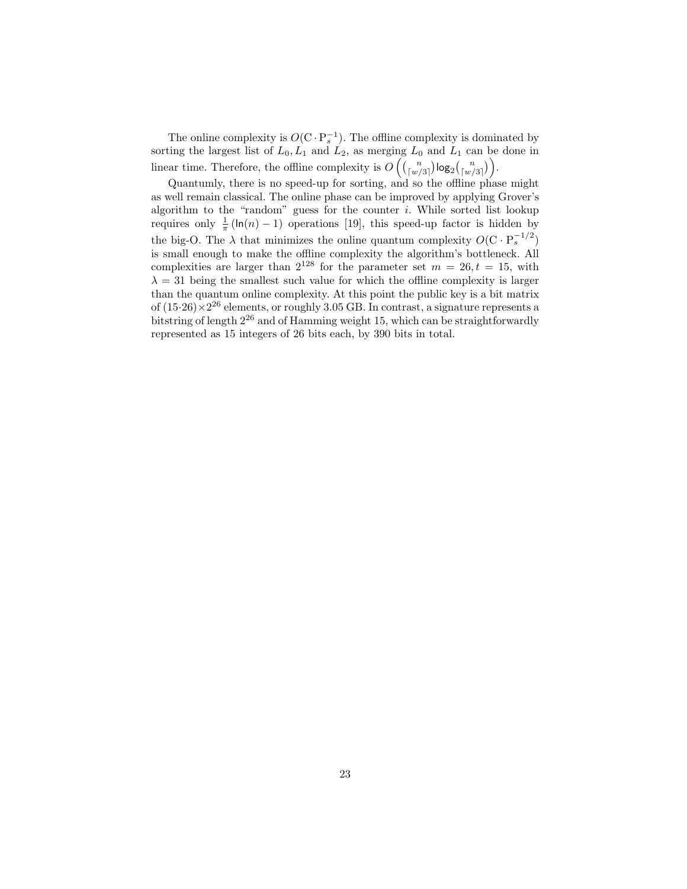The online complexity is $O(\mathrm{C} \cdot \mathrm{P}_s^{-1})$. The offline complexity is dominated by sorting the largest list of $L_0, L_1$ and $L_2$, as merging $L_0$ and $L_1$ can be done in linear time. Therefore, the offline complexity is $O\left(\binom{n}{\lceil w/3 \rceil} \log_2 \binom{n}{\lceil w/3 \rceil}\right)$.

Quantumly, there is no speed-up for sorting, and so the offline phase might as well remain classical. The online phase can be improved by applying Grover's algorithm to the "random" guess for the counter $i$. While sorted list lookup requires only $\frac{1}{\pi}(\ln(n) - 1)$ operations [19], this speed-up factor is hidden by the big-O. The $\lambda$ that minimizes the online quantum complexity $O(\mathrm{C} \cdot \mathrm{P}_s^{-1/2})$ is small enough to make the offline complexity the algorithm's bottleneck. All complexities are larger than $2^{128}$ for the parameter set $m = 26, t = 15$, with $\lambda = 31$ being the smallest such value for which the offline complexity is larger than the quantum online complexity. At this point the public key is a bit matrix of $(15 \cdot 26) \times 2^{26}$ elements, or roughly 3.05 GB. In contrast, a signature represents a bitstring of length $2^{26}$ and of Hamming weight 15, which can be straightforwardly represented as 15 integers of 26 bits each, by 390 bits in total.